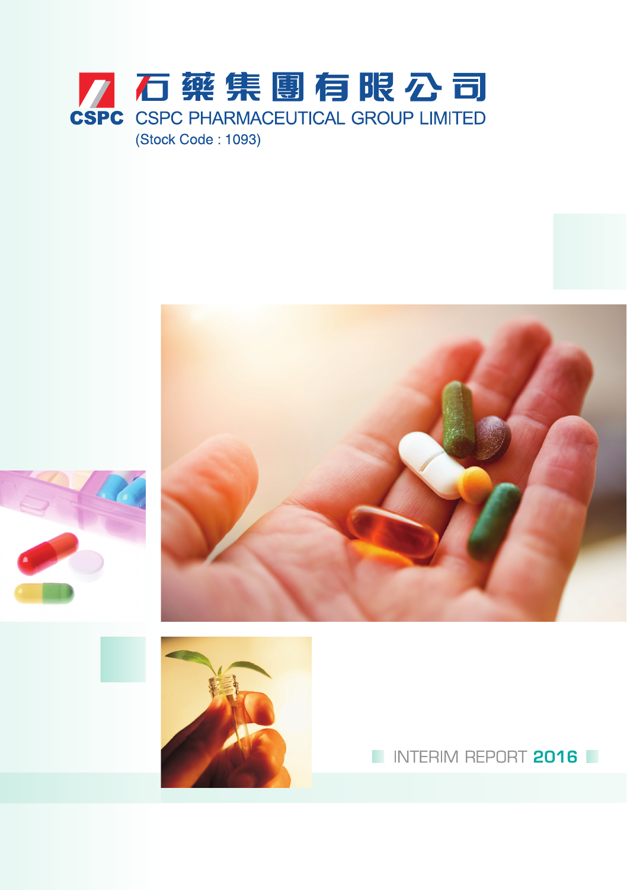# 石藥集團有限公司

# CSPC PHARMACEUTICAL GROUP LIMITED

(Stock Code : 1093)

INTERIM REPORT **2016**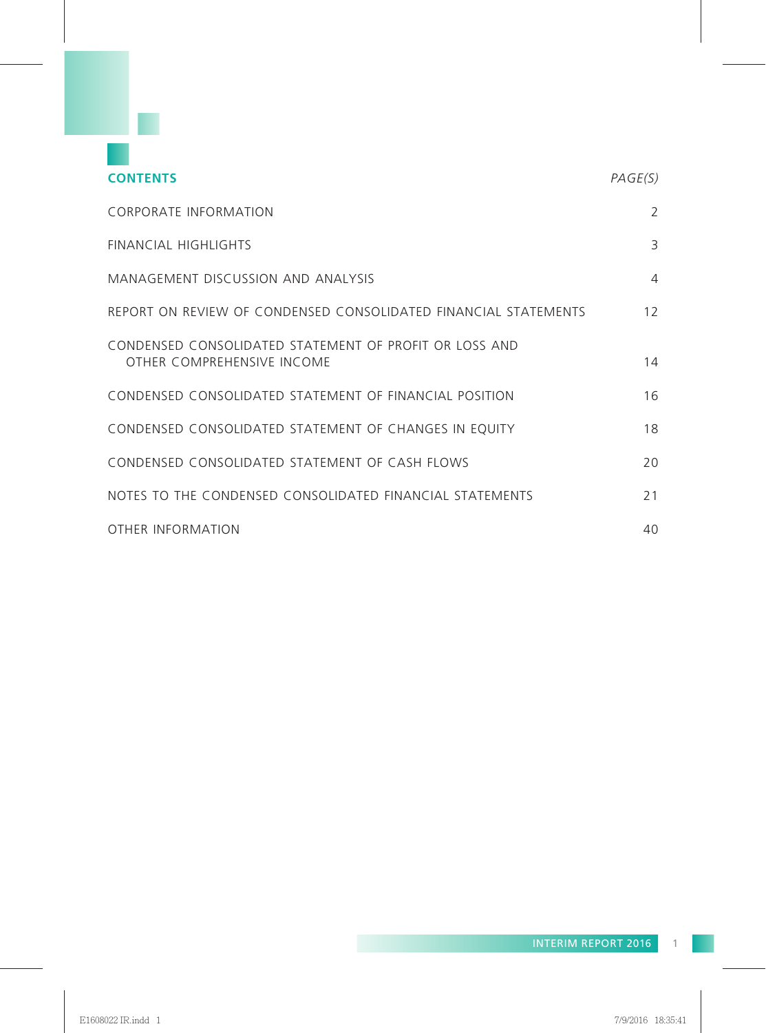## CONTENTS

| | PAGE(S) |
|---|---|
| CORPORATE INFORMATION | 2 |
| FINANCIAL HIGHLIGHTS | 3 |
| MANAGEMENT DISCUSSION AND ANALYSIS | 4 |
| REPORT ON REVIEW OF CONDENSED CONSOLIDATED FINANCIAL STATEMENTS | 12 |
| CONDENSED CONSOLIDATED STATEMENT OF PROFIT OR LOSS AND OTHER COMPREHENSIVE INCOME | 14 |
| CONDENSED CONSOLIDATED STATEMENT OF FINANCIAL POSITION | 16 |
| CONDENSED CONSOLIDATED STATEMENT OF CHANGES IN EQUITY | 18 |
| CONDENSED CONSOLIDATED STATEMENT OF CASH FLOWS | 20 |
| NOTES TO THE CONDENSED CONSOLIDATED FINANCIAL STATEMENTS | 21 |
| OTHER INFORMATION | 40 |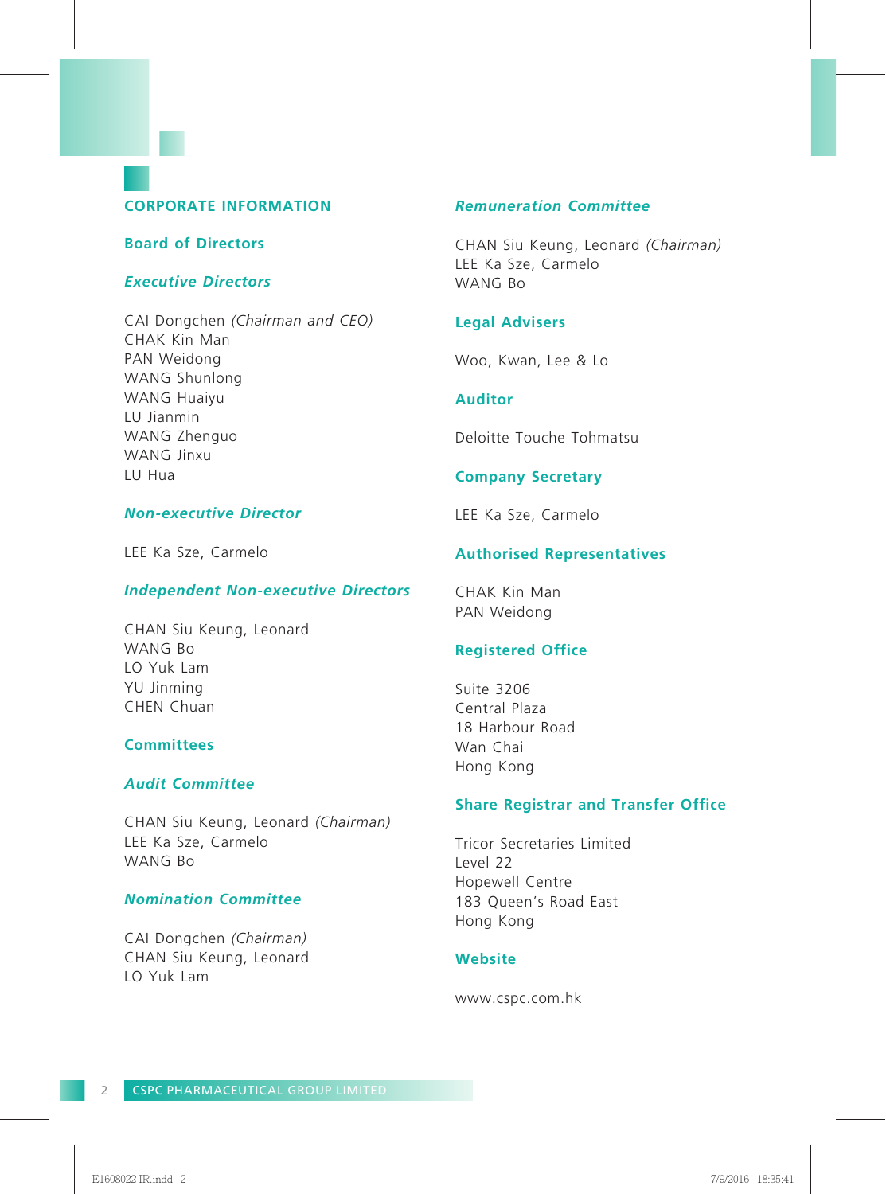# CORPORATE INFORMATION

## Board of Directors

### *Executive Directors*

CAI Dongchen *(Chairman and CEO)*
CHAK Kin Man
PAN Weidong
WANG Shunlong
WANG Huaiyu
LU Jianmin
WANG Zhenguo
WANG Jinxu
LU Hua

### *Non-executive Director*

LEE Ka Sze, Carmelo

### *Independent Non-executive Directors*

CHAN Siu Keung, Leonard
WANG Bo
LO Yuk Lam
YU Jinming
CHEN Chuan

## Committees

### *Audit Committee*

CHAN Siu Keung, Leonard *(Chairman)*
LEE Ka Sze, Carmelo
WANG Bo

### *Nomination Committee*

CAI Dongchen *(Chairman)*
CHAN Siu Keung, Leonard
LO Yuk Lam

### *Remuneration Committee*

CHAN Siu Keung, Leonard *(Chairman)*
LEE Ka Sze, Carmelo
WANG Bo

## Legal Advisers

Woo, Kwan, Lee & Lo

## Auditor

Deloitte Touche Tohmatsu

## Company Secretary

LEE Ka Sze, Carmelo

## Authorised Representatives

CHAK Kin Man
PAN Weidong

## Registered Office

Suite 3206
Central Plaza
18 Harbour Road
Wan Chai
Hong Kong

## Share Registrar and Transfer Office

Tricor Secretaries Limited
Level 22
Hopewell Centre
183 Queen's Road East
Hong Kong

## Website

www.cspc.com.hk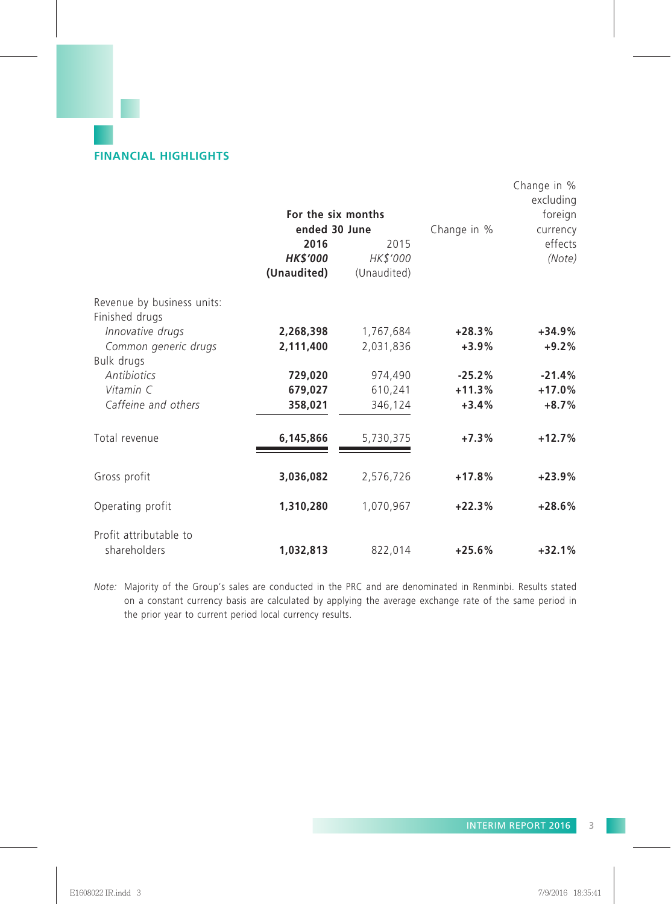## FINANCIAL HIGHLIGHTS

| | For the six months ended 30 June | | Change in % | Change in % excluding foreign currency effects |
|---|---|---|---|---|
| | **2016** | 2015 | | |
| | ***HK$'000*** | *HK$'000* | | *(Note)* |
| | **(Unaudited)** | (Unaudited) | | |
| Revenue by business units: | | | | |
| Finished drugs | | | | |
| *Innovative drugs* | **2,268,398** | 1,767,684 | **+28.3%** | **+34.9%** |
| *Common generic drugs* | **2,111,400** | 2,031,836 | **+3.9%** | **+9.2%** |
| Bulk drugs | | | | |
| *Antibiotics* | **729,020** | 974,490 | **-25.2%** | **-21.4%** |
| *Vitamin C* | **679,027** | 610,241 | **+11.3%** | **+17.0%** |
| *Caffeine and others* | **358,021** | 346,124 | **+3.4%** | **+8.7%** |
| Total revenue | **6,145,866** | 5,730,375 | **+7.3%** | **+12.7%** |
| Gross profit | **3,036,082** | 2,576,726 | **+17.8%** | **+23.9%** |
| Operating profit | **1,310,280** | 1,070,967 | **+22.3%** | **+28.6%** |
| Profit attributable to shareholders | **1,032,813** | 822,014 | **+25.6%** | **+32.1%** |

*Note:* Majority of the Group's sales are conducted in the PRC and are denominated in Renminbi. Results stated on a constant currency basis are calculated by applying the average exchange rate of the same period in the prior year to current period local currency results.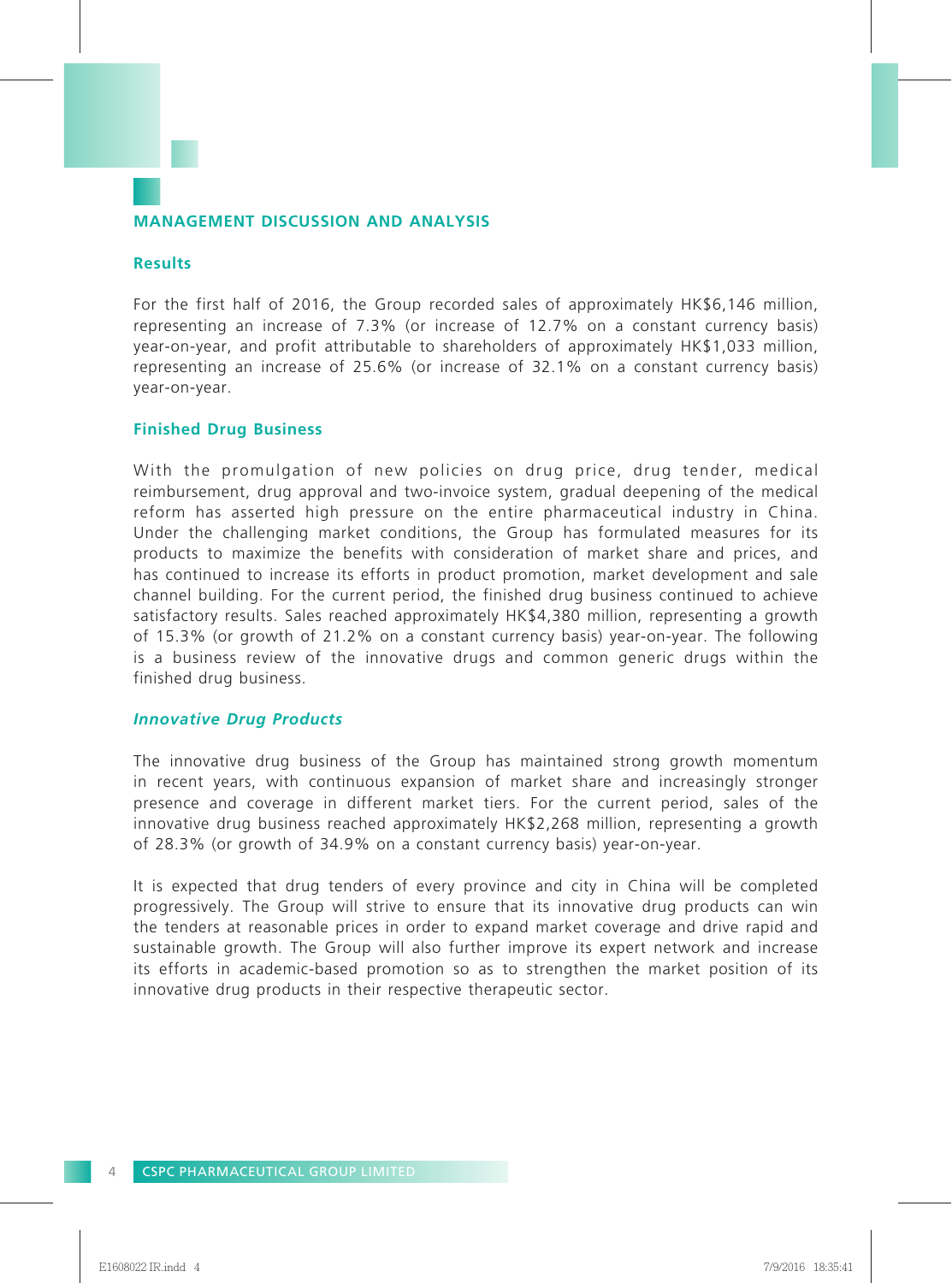## MANAGEMENT DISCUSSION AND ANALYSIS

### Results

For the first half of 2016, the Group recorded sales of approximately HK$6,146 million, representing an increase of 7.3% (or increase of 12.7% on a constant currency basis) year-on-year, and profit attributable to shareholders of approximately HK$1,033 million, representing an increase of 25.6% (or increase of 32.1% on a constant currency basis) year-on-year.

### Finished Drug Business

With the promulgation of new policies on drug price, drug tender, medical reimbursement, drug approval and two-invoice system, gradual deepening of the medical reform has asserted high pressure on the entire pharmaceutical industry in China. Under the challenging market conditions, the Group has formulated measures for its products to maximize the benefits with consideration of market share and prices, and has continued to increase its efforts in product promotion, market development and sale channel building. For the current period, the finished drug business continued to achieve satisfactory results. Sales reached approximately HK$4,380 million, representing a growth of 15.3% (or growth of 21.2% on a constant currency basis) year-on-year. The following is a business review of the innovative drugs and common generic drugs within the finished drug business.

#### *Innovative Drug Products*

The innovative drug business of the Group has maintained strong growth momentum in recent years, with continuous expansion of market share and increasingly stronger presence and coverage in different market tiers. For the current period, sales of the innovative drug business reached approximately HK$2,268 million, representing a growth of 28.3% (or growth of 34.9% on a constant currency basis) year-on-year.

It is expected that drug tenders of every province and city in China will be completed progressively. The Group will strive to ensure that its innovative drug products can win the tenders at reasonable prices in order to expand market coverage and drive rapid and sustainable growth. The Group will also further improve its expert network and increase its efforts in academic-based promotion so as to strengthen the market position of its innovative drug products in their respective therapeutic sector.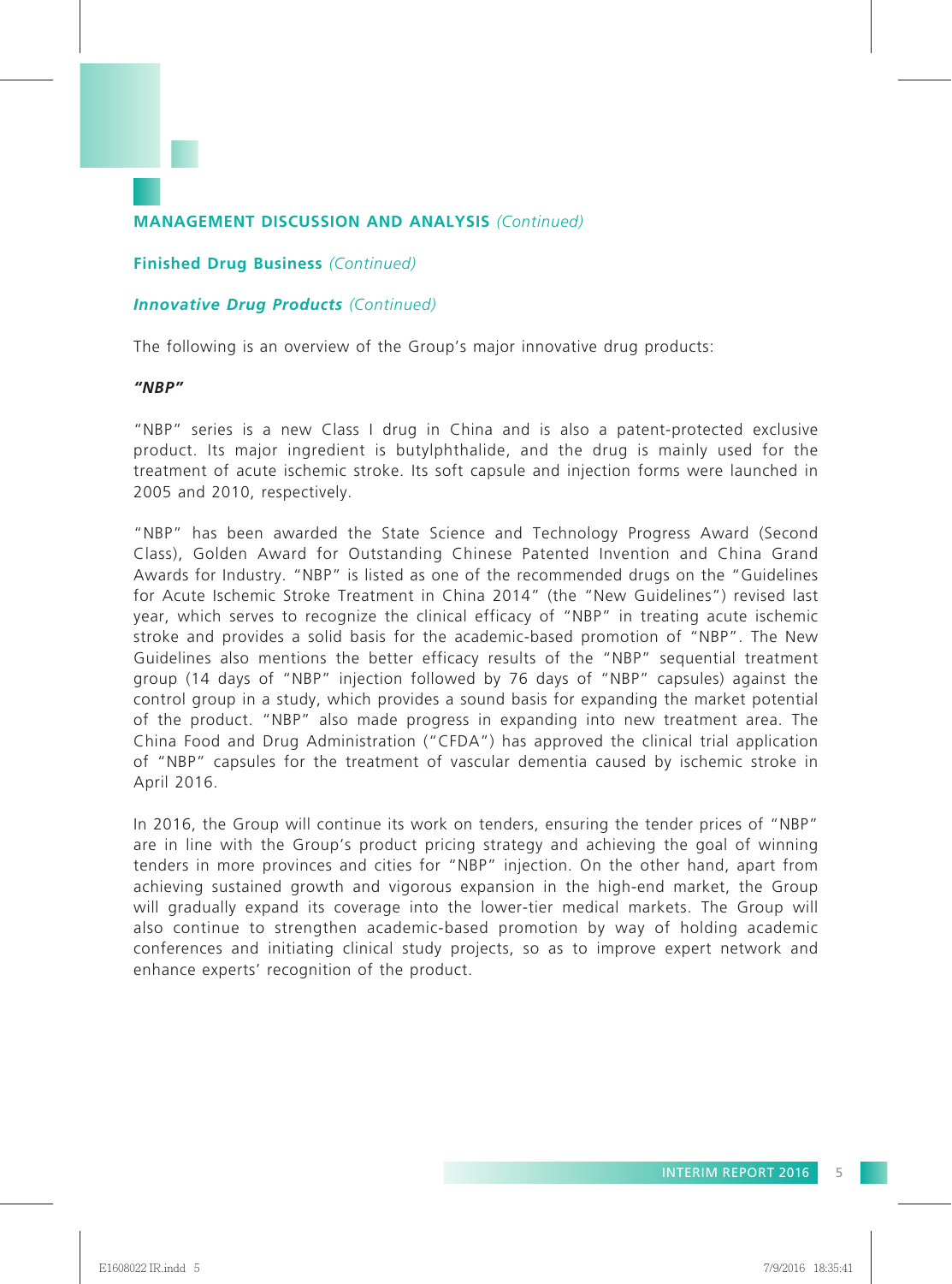## MANAGEMENT DISCUSSION AND ANALYSIS *(Continued)*

### Finished Drug Business *(Continued)*

#### ***Innovative Drug Products*** *(Continued)*

The following is an overview of the Group's major innovative drug products:

***"NBP"***

"NBP" series is a new Class I drug in China and is also a patent-protected exclusive product. Its major ingredient is butylphthalide, and the drug is mainly used for the treatment of acute ischemic stroke. Its soft capsule and injection forms were launched in 2005 and 2010, respectively.

"NBP" has been awarded the State Science and Technology Progress Award (Second Class), Golden Award for Outstanding Chinese Patented Invention and China Grand Awards for Industry. "NBP" is listed as one of the recommended drugs on the "Guidelines for Acute Ischemic Stroke Treatment in China 2014" (the "New Guidelines") revised last year, which serves to recognize the clinical efficacy of "NBP" in treating acute ischemic stroke and provides a solid basis for the academic-based promotion of "NBP". The New Guidelines also mentions the better efficacy results of the "NBP" sequential treatment group (14 days of "NBP" injection followed by 76 days of "NBP" capsules) against the control group in a study, which provides a sound basis for expanding the market potential of the product. "NBP" also made progress in expanding into new treatment area. The China Food and Drug Administration ("CFDA") has approved the clinical trial application of "NBP" capsules for the treatment of vascular dementia caused by ischemic stroke in April 2016.

In 2016, the Group will continue its work on tenders, ensuring the tender prices of "NBP" are in line with the Group's product pricing strategy and achieving the goal of winning tenders in more provinces and cities for "NBP" injection. On the other hand, apart from achieving sustained growth and vigorous expansion in the high-end market, the Group will gradually expand its coverage into the lower-tier medical markets. The Group will also continue to strengthen academic-based promotion by way of holding academic conferences and initiating clinical study projects, so as to improve expert network and enhance experts' recognition of the product.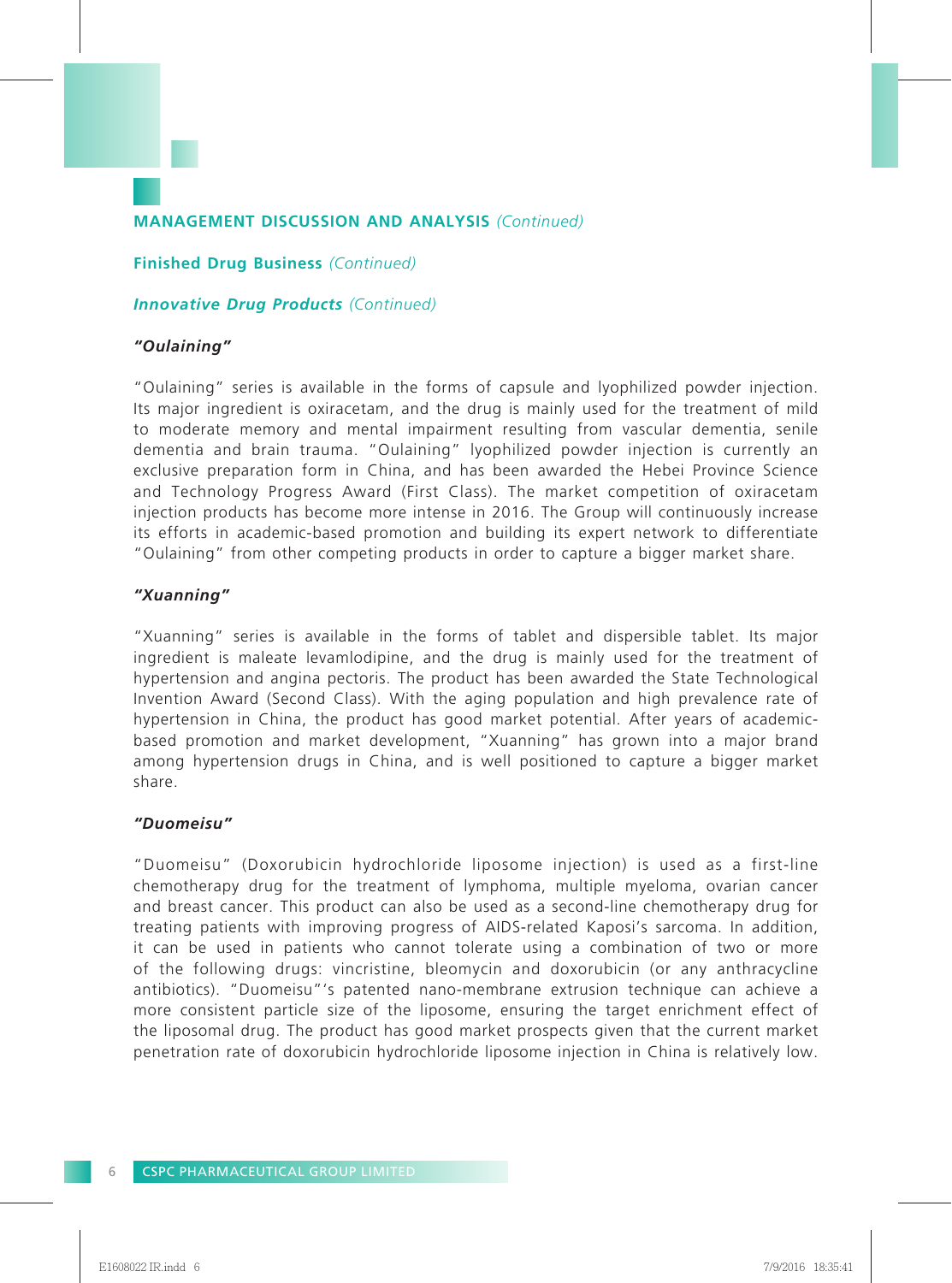## MANAGEMENT DISCUSSION AND ANALYSIS *(Continued)*

### Finished Drug Business *(Continued)*

#### *Innovative Drug Products* *(Continued)*

***"Oulaining"***

"Oulaining" series is available in the forms of capsule and lyophilized powder injection. Its major ingredient is oxiracetam, and the drug is mainly used for the treatment of mild to moderate memory and mental impairment resulting from vascular dementia, senile dementia and brain trauma. "Oulaining" lyophilized powder injection is currently an exclusive preparation form in China, and has been awarded the Hebei Province Science and Technology Progress Award (First Class). The market competition of oxiracetam injection products has become more intense in 2016. The Group will continuously increase its efforts in academic-based promotion and building its expert network to differentiate "Oulaining" from other competing products in order to capture a bigger market share.

***"Xuanning"***

"Xuanning" series is available in the forms of tablet and dispersible tablet. Its major ingredient is maleate levamlodipine, and the drug is mainly used for the treatment of hypertension and angina pectoris. The product has been awarded the State Technological Invention Award (Second Class). With the aging population and high prevalence rate of hypertension in China, the product has good market potential. After years of academic-based promotion and market development, "Xuanning" has grown into a major brand among hypertension drugs in China, and is well positioned to capture a bigger market share.

***"Duomeisu"***

"Duomeisu" (Doxorubicin hydrochloride liposome injection) is used as a first-line chemotherapy drug for the treatment of lymphoma, multiple myeloma, ovarian cancer and breast cancer. This product can also be used as a second-line chemotherapy drug for treating patients with improving progress of AIDS-related Kaposi's sarcoma. In addition, it can be used in patients who cannot tolerate using a combination of two or more of the following drugs: vincristine, bleomycin and doxorubicin (or any anthracycline antibiotics). "Duomeisu"'s patented nano-membrane extrusion technique can achieve a more consistent particle size of the liposome, ensuring the target enrichment effect of the liposomal drug. The product has good market prospects given that the current market penetration rate of doxorubicin hydrochloride liposome injection in China is relatively low.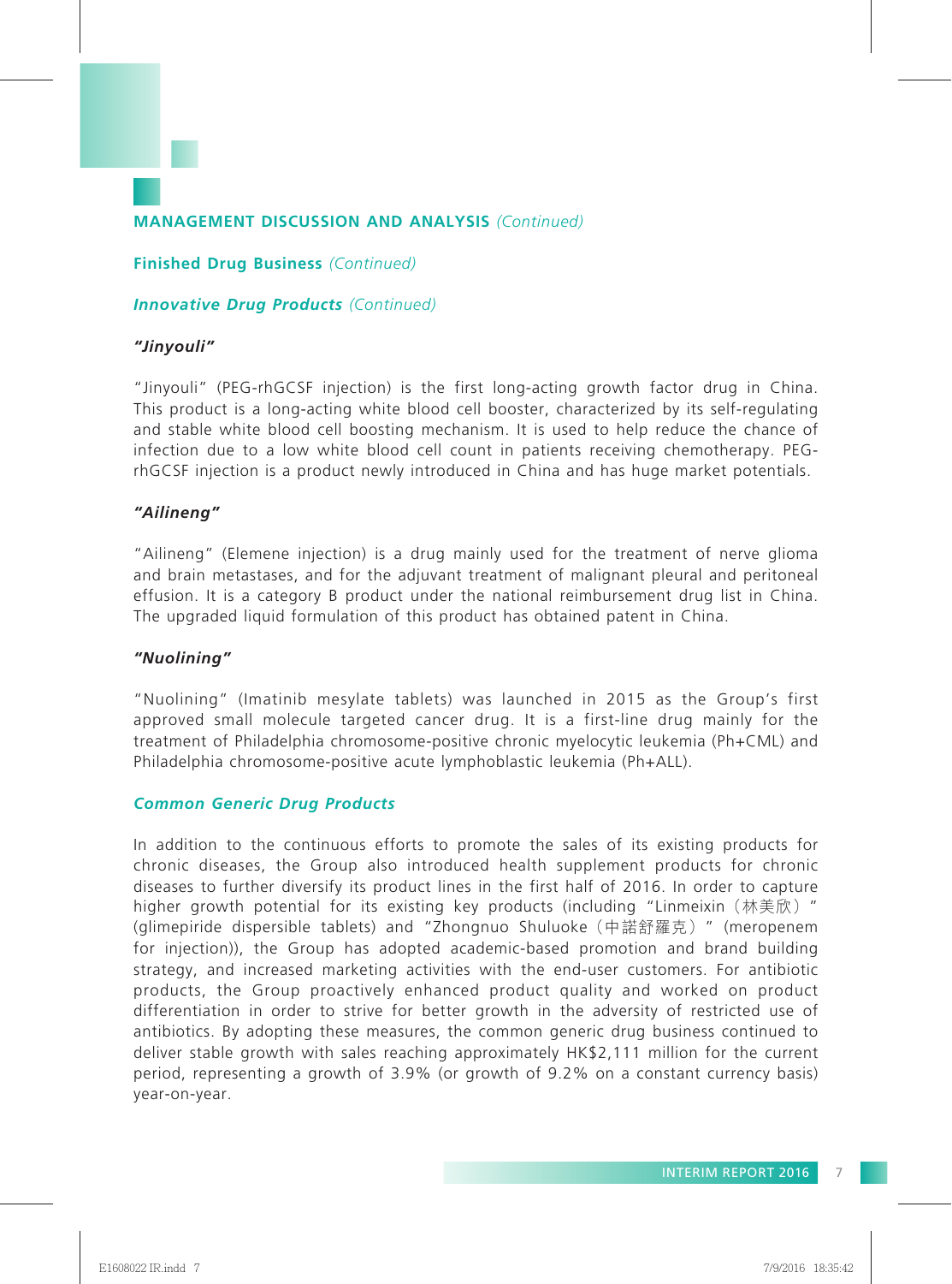## MANAGEMENT DISCUSSION AND ANALYSIS *(Continued)*

### Finished Drug Business *(Continued)*

#### ***Innovative Drug Products*** *(Continued)*

***"Jinyouli"***

"Jinyouli" (PEG-rhGCSF injection) is the first long-acting growth factor drug in China. This product is a long-acting white blood cell booster, characterized by its self-regulating and stable white blood cell boosting mechanism. It is used to help reduce the chance of infection due to a low white blood cell count in patients receiving chemotherapy. PEG-rhGCSF injection is a product newly introduced in China and has huge market potentials.

***"Ailineng"***

"Ailineng" (Elemene injection) is a drug mainly used for the treatment of nerve glioma and brain metastases, and for the adjuvant treatment of malignant pleural and peritoneal effusion. It is a category B product under the national reimbursement drug list in China. The upgraded liquid formulation of this product has obtained patent in China.

***"Nuolining"***

"Nuolining" (Imatinib mesylate tablets) was launched in 2015 as the Group's first approved small molecule targeted cancer drug. It is a first-line drug mainly for the treatment of Philadelphia chromosome-positive chronic myelocytic leukemia (Ph+CML) and Philadelphia chromosome-positive acute lymphoblastic leukemia (Ph+ALL).

#### ***Common Generic Drug Products***

In addition to the continuous efforts to promote the sales of its existing products for chronic diseases, the Group also introduced health supplement products for chronic diseases to further diversify its product lines in the first half of 2016. In order to capture higher growth potential for its existing key products (including "Linmeixin（林美欣）" (glimepiride dispersible tablets) and "Zhongnuo Shuluoke（中諾舒羅克）" (meropenem for injection)), the Group has adopted academic-based promotion and brand building strategy, and increased marketing activities with the end-user customers. For antibiotic products, the Group proactively enhanced product quality and worked on product differentiation in order to strive for better growth in the adversity of restricted use of antibiotics. By adopting these measures, the common generic drug business continued to deliver stable growth with sales reaching approximately HK$2,111 million for the current period, representing a growth of 3.9% (or growth of 9.2% on a constant currency basis) year-on-year.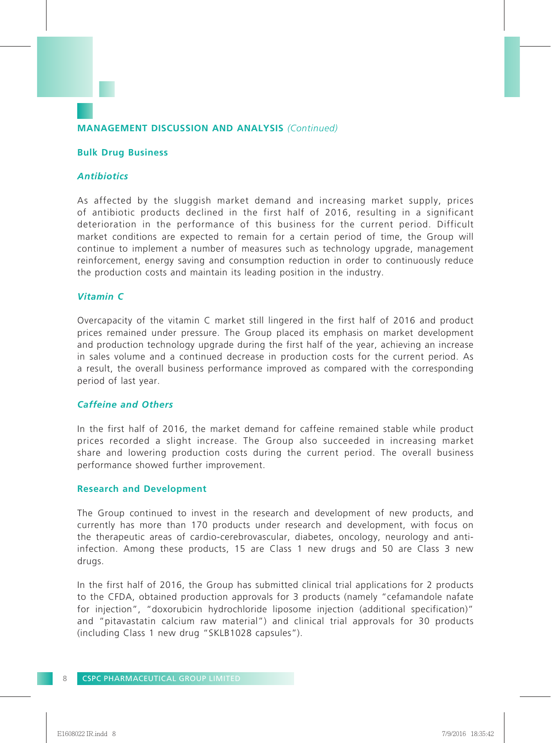## MANAGEMENT DISCUSSION AND ANALYSIS *(Continued)*

### Bulk Drug Business

#### *Antibiotics*

As affected by the sluggish market demand and increasing market supply, prices of antibiotic products declined in the first half of 2016, resulting in a significant deterioration in the performance of this business for the current period. Difficult market conditions are expected to remain for a certain period of time, the Group will continue to implement a number of measures such as technology upgrade, management reinforcement, energy saving and consumption reduction in order to continuously reduce the production costs and maintain its leading position in the industry.

#### *Vitamin C*

Overcapacity of the vitamin C market still lingered in the first half of 2016 and product prices remained under pressure. The Group placed its emphasis on market development and production technology upgrade during the first half of the year, achieving an increase in sales volume and a continued decrease in production costs for the current period. As a result, the overall business performance improved as compared with the corresponding period of last year.

#### *Caffeine and Others*

In the first half of 2016, the market demand for caffeine remained stable while product prices recorded a slight increase. The Group also succeeded in increasing market share and lowering production costs during the current period. The overall business performance showed further improvement.

### Research and Development

The Group continued to invest in the research and development of new products, and currently has more than 170 products under research and development, with focus on the therapeutic areas of cardio-cerebrovascular, diabetes, oncology, neurology and anti-infection. Among these products, 15 are Class 1 new drugs and 50 are Class 3 new drugs.

In the first half of 2016, the Group has submitted clinical trial applications for 2 products to the CFDA, obtained production approvals for 3 products (namely "cefamandole nafate for injection", "doxorubicin hydrochloride liposome injection (additional specification)" and "pitavastatin calcium raw material") and clinical trial approvals for 30 products (including Class 1 new drug "SKLB1028 capsules").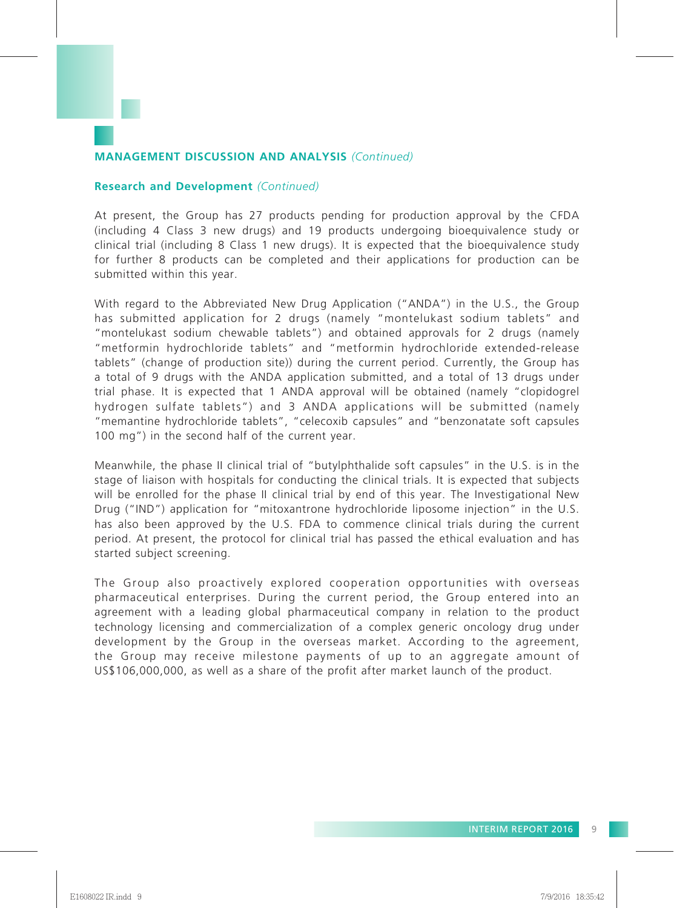## MANAGEMENT DISCUSSION AND ANALYSIS *(Continued)*

### Research and Development *(Continued)*

At present, the Group has 27 products pending for production approval by the CFDA (including 4 Class 3 new drugs) and 19 products undergoing bioequivalence study or clinical trial (including 8 Class 1 new drugs). It is expected that the bioequivalence study for further 8 products can be completed and their applications for production can be submitted within this year.

With regard to the Abbreviated New Drug Application ("ANDA") in the U.S., the Group has submitted application for 2 drugs (namely "montelukast sodium tablets" and "montelukast sodium chewable tablets") and obtained approvals for 2 drugs (namely "metformin hydrochloride tablets" and "metformin hydrochloride extended-release tablets" (change of production site)) during the current period. Currently, the Group has a total of 9 drugs with the ANDA application submitted, and a total of 13 drugs under trial phase. It is expected that 1 ANDA approval will be obtained (namely "clopidogrel hydrogen sulfate tablets") and 3 ANDA applications will be submitted (namely "memantine hydrochloride tablets", "celecoxib capsules" and "benzonatate soft capsules 100 mg") in the second half of the current year.

Meanwhile, the phase II clinical trial of "butylphthalide soft capsules" in the U.S. is in the stage of liaison with hospitals for conducting the clinical trials. It is expected that subjects will be enrolled for the phase II clinical trial by end of this year. The Investigational New Drug ("IND") application for "mitoxantrone hydrochloride liposome injection" in the U.S. has also been approved by the U.S. FDA to commence clinical trials during the current period. At present, the protocol for clinical trial has passed the ethical evaluation and has started subject screening.

The Group also proactively explored cooperation opportunities with overseas pharmaceutical enterprises. During the current period, the Group entered into an agreement with a leading global pharmaceutical company in relation to the product technology licensing and commercialization of a complex generic oncology drug under development by the Group in the overseas market. According to the agreement, the Group may receive milestone payments of up to an aggregate amount of US$106,000,000, as well as a share of the profit after market launch of the product.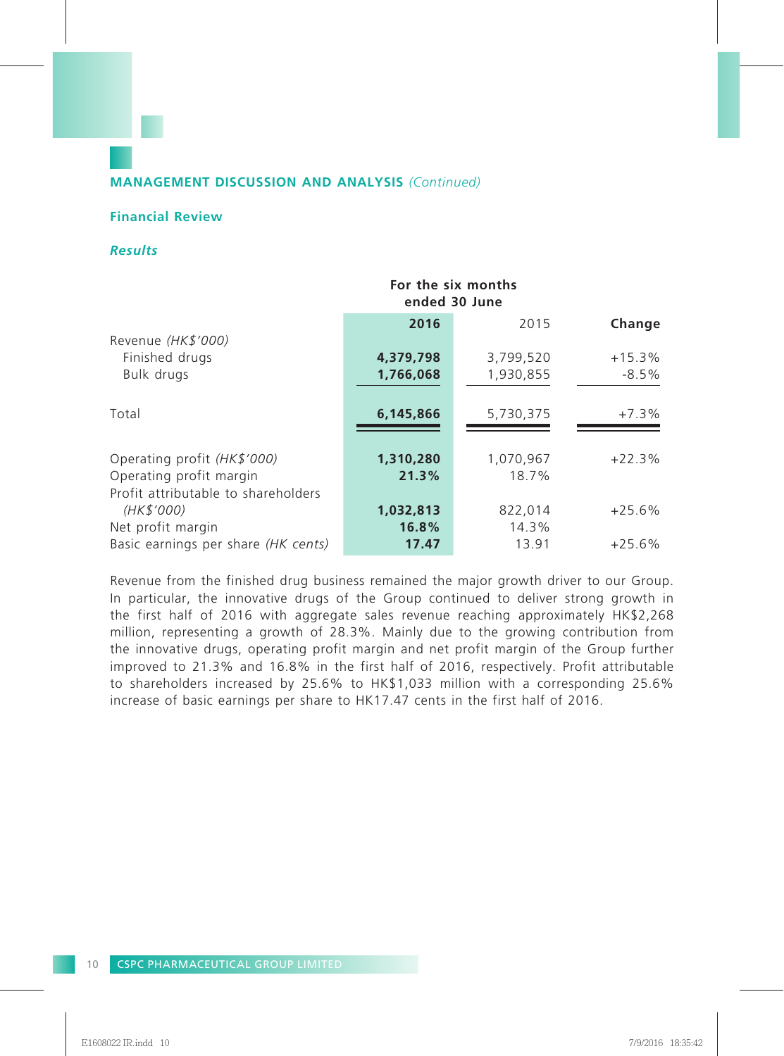## MANAGEMENT DISCUSSION AND ANALYSIS *(Continued)*

### Financial Review

#### *Results*

| | For the six months ended 30 June | | |
|---|---|---|---|
| | **2016** | 2015 | **Change** |
| Revenue *(HK$'000)* | | | |
| Finished drugs | **4,379,798** | 3,799,520 | +15.3% |
| Bulk drugs | **1,766,068** | 1,930,855 | -8.5% |
| Total | **6,145,866** | 5,730,375 | +7.3% |
| Operating profit *(HK$'000)* | **1,310,280** | 1,070,967 | +22.3% |
| Operating profit margin | **21.3%** | 18.7% | |
| Profit attributable to shareholders *(HK$'000)* | **1,032,813** | 822,014 | +25.6% |
| Net profit margin | **16.8%** | 14.3% | |
| Basic earnings per share *(HK cents)* | **17.47** | 13.91 | +25.6% |

Revenue from the finished drug business remained the major growth driver to our Group. In particular, the innovative drugs of the Group continued to deliver strong growth in the first half of 2016 with aggregate sales revenue reaching approximately HK$2,268 million, representing a growth of 28.3%. Mainly due to the growing contribution from the innovative drugs, operating profit margin and net profit margin of the Group further improved to 21.3% and 16.8% in the first half of 2016, respectively. Profit attributable to shareholders increased by 25.6% to HK$1,033 million with a corresponding 25.6% increase of basic earnings per share to HK17.47 cents in the first half of 2016.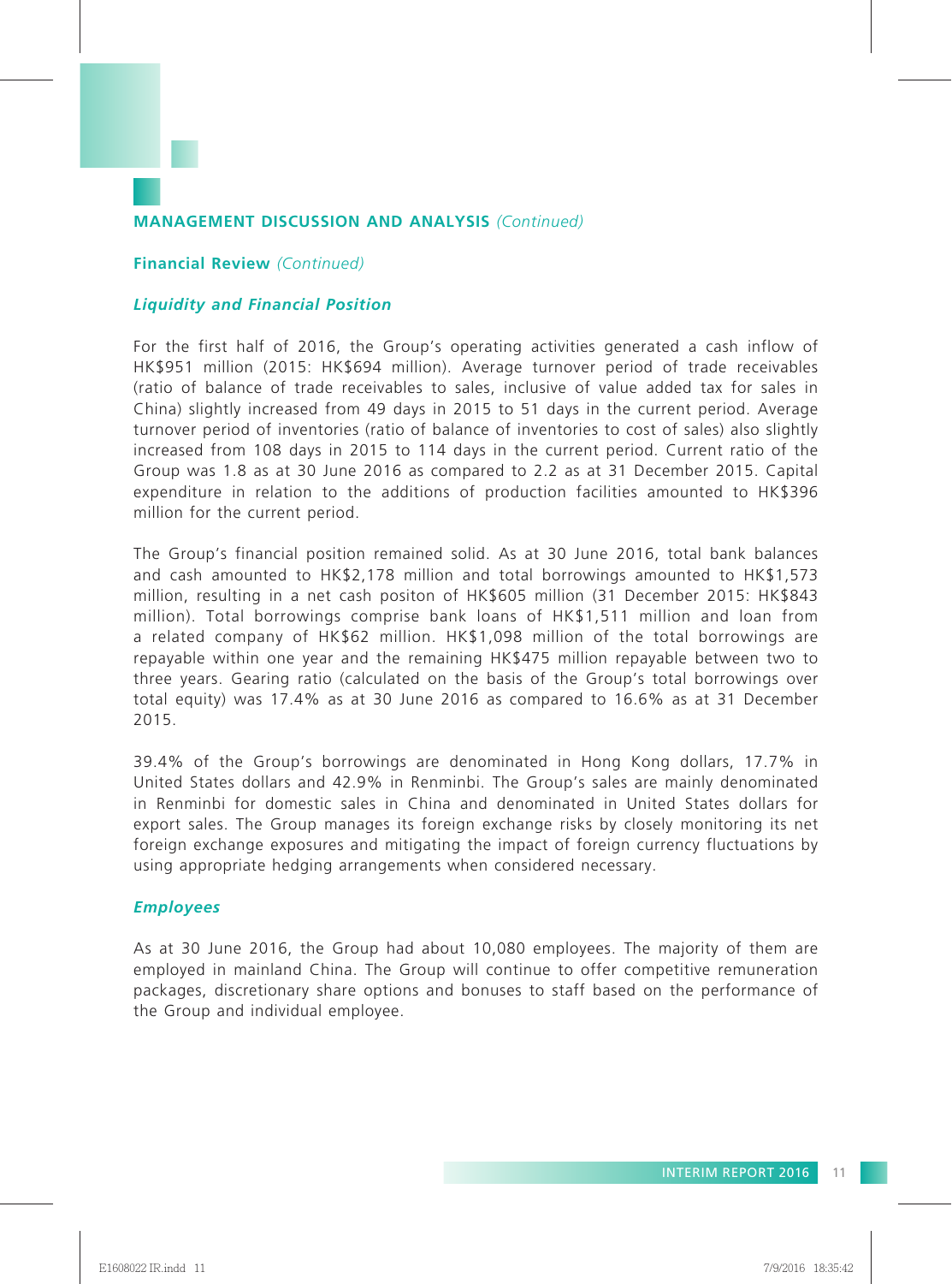## MANAGEMENT DISCUSSION AND ANALYSIS *(Continued)*

### Financial Review *(Continued)*

#### *Liquidity and Financial Position*

For the first half of 2016, the Group's operating activities generated a cash inflow of HK$951 million (2015: HK$694 million). Average turnover period of trade receivables (ratio of balance of trade receivables to sales, inclusive of value added tax for sales in China) slightly increased from 49 days in 2015 to 51 days in the current period. Average turnover period of inventories (ratio of balance of inventories to cost of sales) also slightly increased from 108 days in 2015 to 114 days in the current period. Current ratio of the Group was 1.8 as at 30 June 2016 as compared to 2.2 as at 31 December 2015. Capital expenditure in relation to the additions of production facilities amounted to HK$396 million for the current period.

The Group's financial position remained solid. As at 30 June 2016, total bank balances and cash amounted to HK$2,178 million and total borrowings amounted to HK$1,573 million, resulting in a net cash positon of HK$605 million (31 December 2015: HK$843 million). Total borrowings comprise bank loans of HK$1,511 million and loan from a related company of HK$62 million. HK$1,098 million of the total borrowings are repayable within one year and the remaining HK$475 million repayable between two to three years. Gearing ratio (calculated on the basis of the Group's total borrowings over total equity) was 17.4% as at 30 June 2016 as compared to 16.6% as at 31 December 2015.

39.4% of the Group's borrowings are denominated in Hong Kong dollars, 17.7% in United States dollars and 42.9% in Renminbi. The Group's sales are mainly denominated in Renminbi for domestic sales in China and denominated in United States dollars for export sales. The Group manages its foreign exchange risks by closely monitoring its net foreign exchange exposures and mitigating the impact of foreign currency fluctuations by using appropriate hedging arrangements when considered necessary.

#### *Employees*

As at 30 June 2016, the Group had about 10,080 employees. The majority of them are employed in mainland China. The Group will continue to offer competitive remuneration packages, discretionary share options and bonuses to staff based on the performance of the Group and individual employee.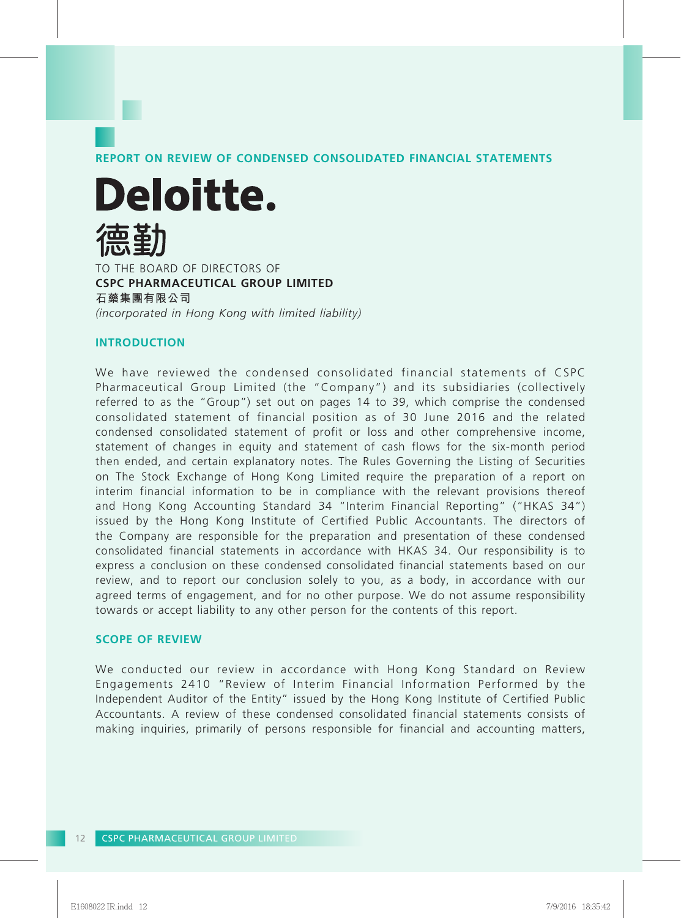## REPORT ON REVIEW OF CONDENSED CONSOLIDATED FINANCIAL STATEMENTS

**Deloitte.**
**德勤**

TO THE BOARD OF DIRECTORS OF
**CSPC PHARMACEUTICAL GROUP LIMITED**
**石藥集團有限公司**
*(incorporated in Hong Kong with limited liability)*

### INTRODUCTION

We have reviewed the condensed consolidated financial statements of CSPC Pharmaceutical Group Limited (the "Company") and its subsidiaries (collectively referred to as the "Group") set out on pages 14 to 39, which comprise the condensed consolidated statement of financial position as of 30 June 2016 and the related condensed consolidated statement of profit or loss and other comprehensive income, statement of changes in equity and statement of cash flows for the six-month period then ended, and certain explanatory notes. The Rules Governing the Listing of Securities on The Stock Exchange of Hong Kong Limited require the preparation of a report on interim financial information to be in compliance with the relevant provisions thereof and Hong Kong Accounting Standard 34 "Interim Financial Reporting" ("HKAS 34") issued by the Hong Kong Institute of Certified Public Accountants. The directors of the Company are responsible for the preparation and presentation of these condensed consolidated financial statements in accordance with HKAS 34. Our responsibility is to express a conclusion on these condensed consolidated financial statements based on our review, and to report our conclusion solely to you, as a body, in accordance with our agreed terms of engagement, and for no other purpose. We do not assume responsibility towards or accept liability to any other person for the contents of this report.

### SCOPE OF REVIEW

We conducted our review in accordance with Hong Kong Standard on Review Engagements 2410 "Review of Interim Financial Information Performed by the Independent Auditor of the Entity" issued by the Hong Kong Institute of Certified Public Accountants. A review of these condensed consolidated financial statements consists of making inquiries, primarily of persons responsible for financial and accounting matters,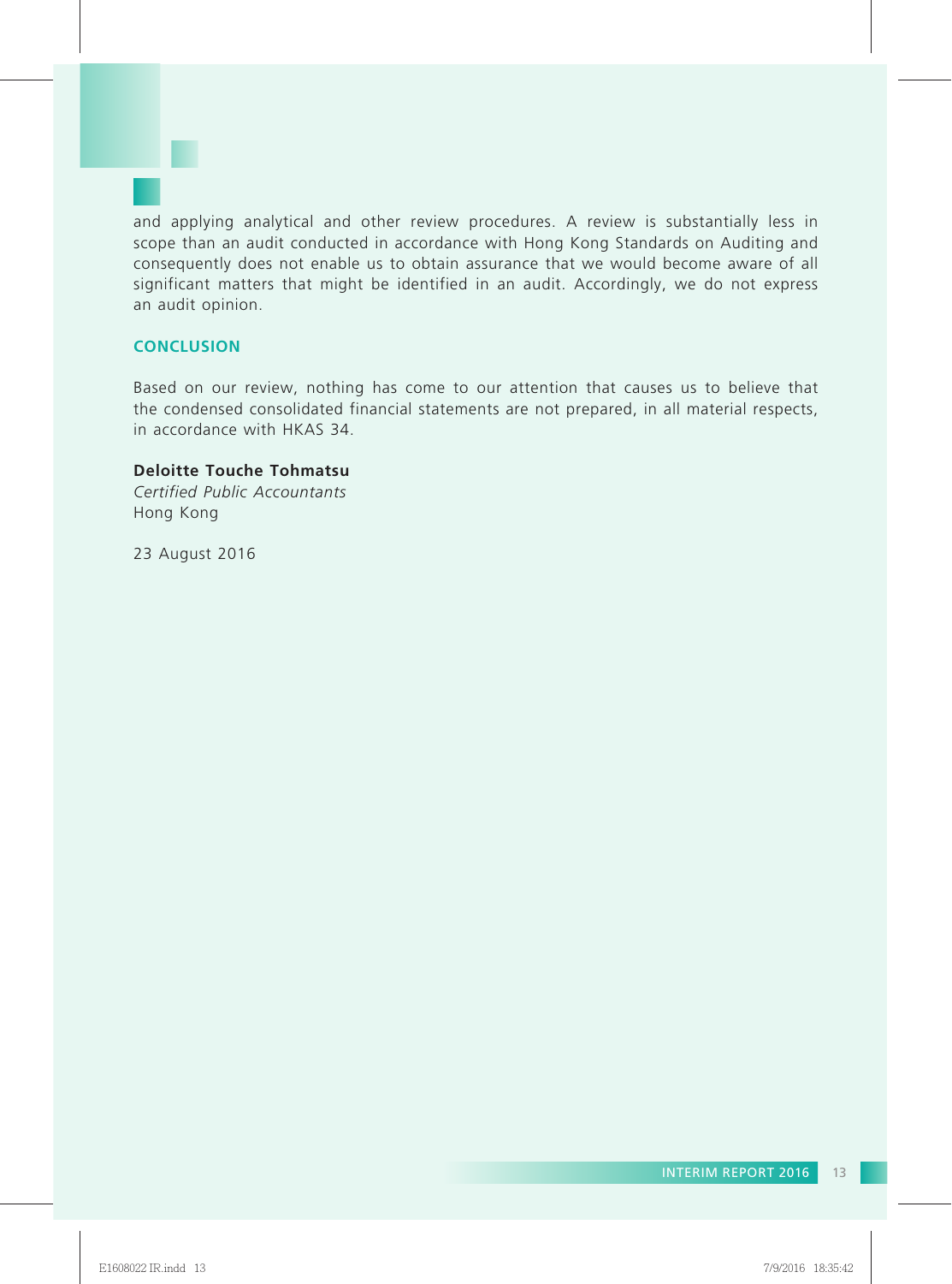and applying analytical and other review procedures. A review is substantially less in scope than an audit conducted in accordance with Hong Kong Standards on Auditing and consequently does not enable us to obtain assurance that we would become aware of all significant matters that might be identified in an audit. Accordingly, we do not express an audit opinion.

## CONCLUSION

Based on our review, nothing has come to our attention that causes us to believe that the condensed consolidated financial statements are not prepared, in all material respects, in accordance with HKAS 34.

**Deloitte Touche Tohmatsu**
*Certified Public Accountants*
Hong Kong

23 August 2016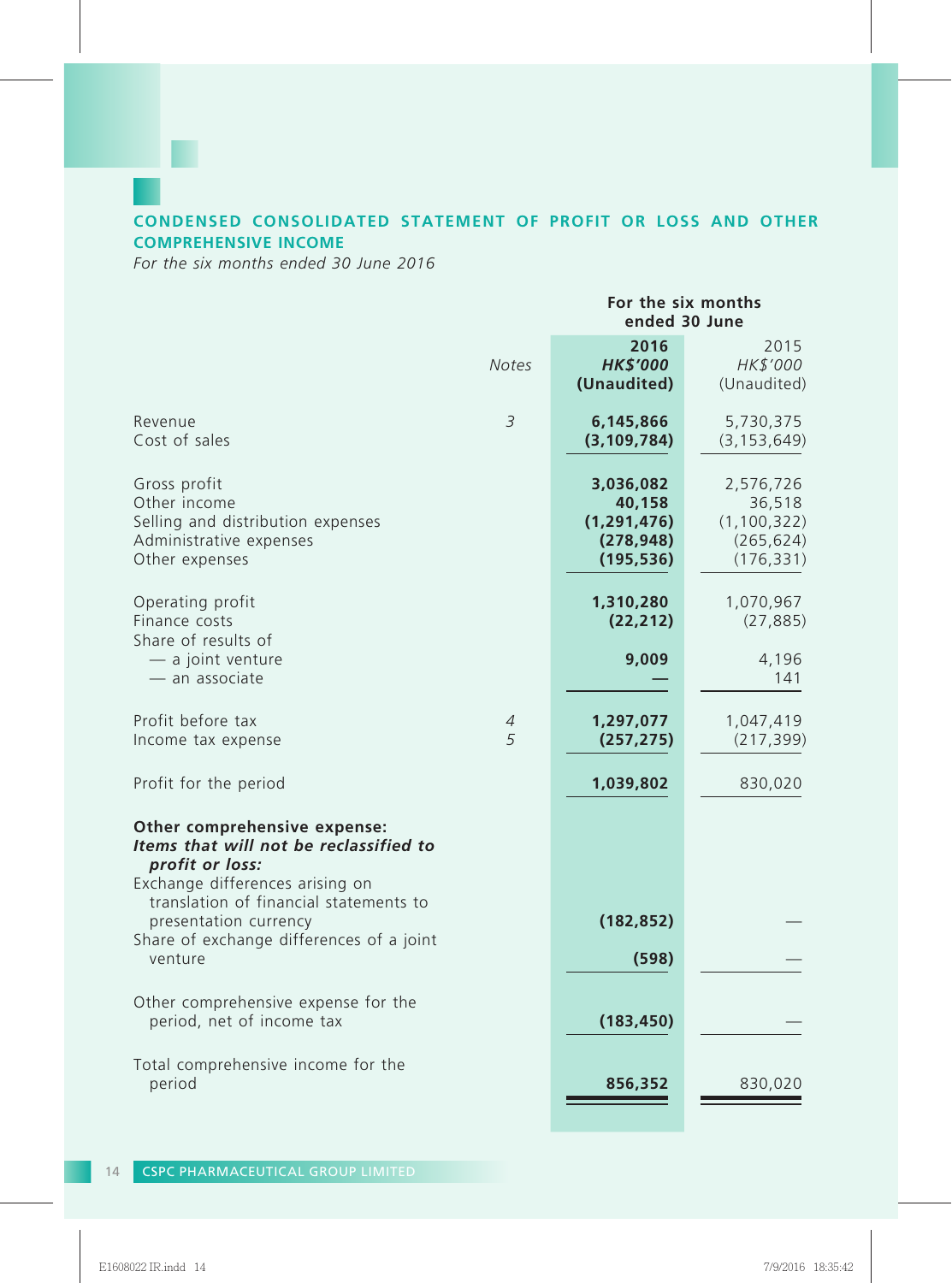## CONDENSED CONSOLIDATED STATEMENT OF PROFIT OR LOSS AND OTHER COMPREHENSIVE INCOME

*For the six months ended 30 June 2016*

| | Notes | For the six months ended 30 June | |
|---|---|---|---|
| | | **2016** | 2015 |
| | | ***HK$'000*** | *HK$'000* |
| | | **(Unaudited)** | (Unaudited) |
| Revenue | *3* | **6,145,866** | 5,730,375 |
| Cost of sales | | **(3,109,784)** | (3,153,649) |
| Gross profit | | **3,036,082** | 2,576,726 |
| Other income | | **40,158** | 36,518 |
| Selling and distribution expenses | | **(1,291,476)** | (1,100,322) |
| Administrative expenses | | **(278,948)** | (265,624) |
| Other expenses | | **(195,536)** | (176,331) |
| Operating profit | | **1,310,280** | 1,070,967 |
| Finance costs | | **(22,212)** | (27,885) |
| Share of results of | | | |
| — a joint venture | | **9,009** | 4,196 |
| — an associate | | **—** | 141 |
| Profit before tax | *4* | **1,297,077** | 1,047,419 |
| Income tax expense | *5* | **(257,275)** | (217,399) |
| Profit for the period | | **1,039,802** | 830,020 |
| **Other comprehensive expense:** | | | |
| ***Items that will not be reclassified to profit or loss:*** | | | |
| Exchange differences arising on translation of financial statements to presentation currency | | **(182,852)** | — |
| Share of exchange differences of a joint venture | | **(598)** | — |
| Other comprehensive expense for the period, net of income tax | | **(183,450)** | — |
| Total comprehensive income for the period | | **856,352** | 830,020 |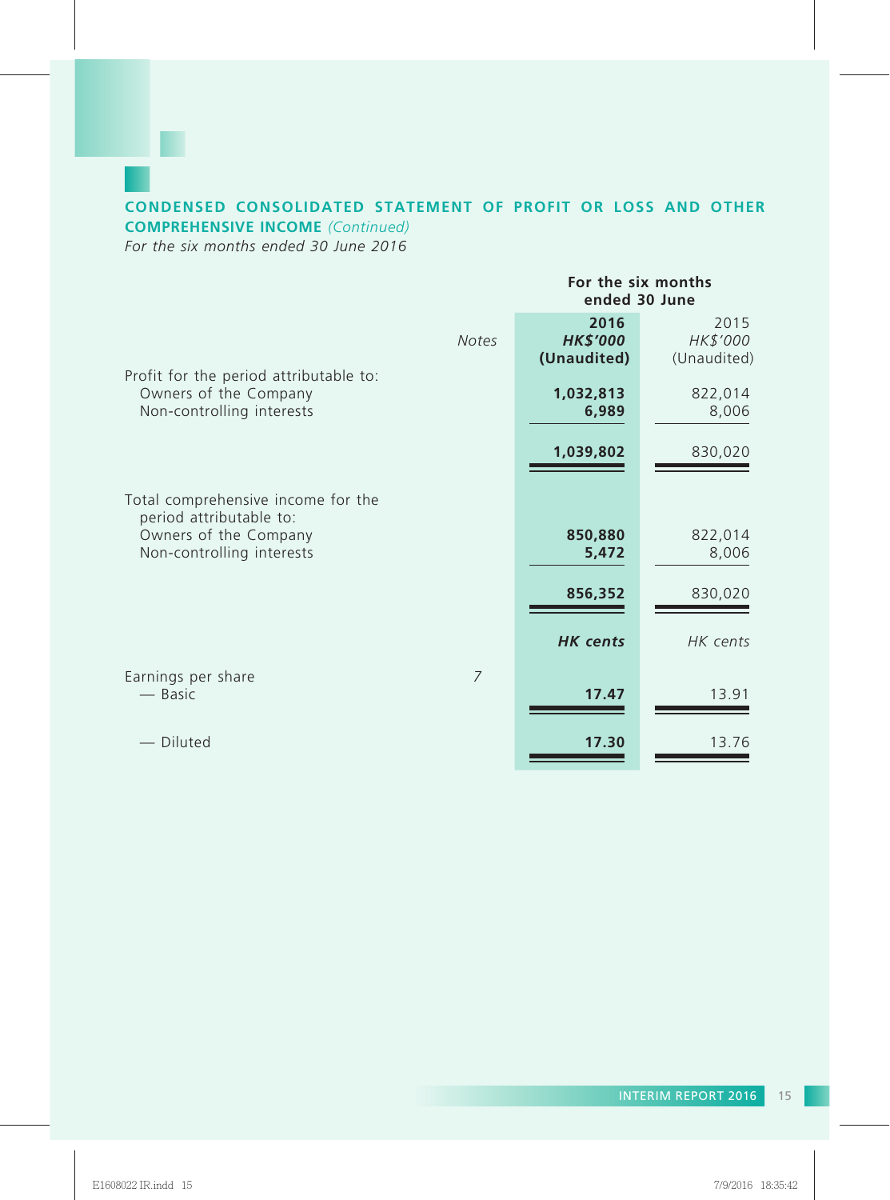## CONDENSED CONSOLIDATED STATEMENT OF PROFIT OR LOSS AND OTHER COMPREHENSIVE INCOME *(Continued)*

*For the six months ended 30 June 2016*

| | Notes | For the six months ended 30 June | |
|---|---|---|---|
| | | **2016** | 2015 |
| | | ***HK$'000*** | *HK$'000* |
| | | **(Unaudited)** | (Unaudited) |
| Profit for the period attributable to: | | | |
| Owners of the Company | | **1,032,813** | 822,014 |
| Non-controlling interests | | **6,989** | 8,006 |
| | | **1,039,802** | 830,020 |
| Total comprehensive income for the period attributable to: | | | |
| Owners of the Company | | **850,880** | 822,014 |
| Non-controlling interests | | **5,472** | 8,006 |
| | | **856,352** | 830,020 |
| | | ***HK cents*** | *HK cents* |
| Earnings per share | *7* | | |
| — Basic | | **17.47** | 13.91 |
| — Diluted | | **17.30** | 13.76 |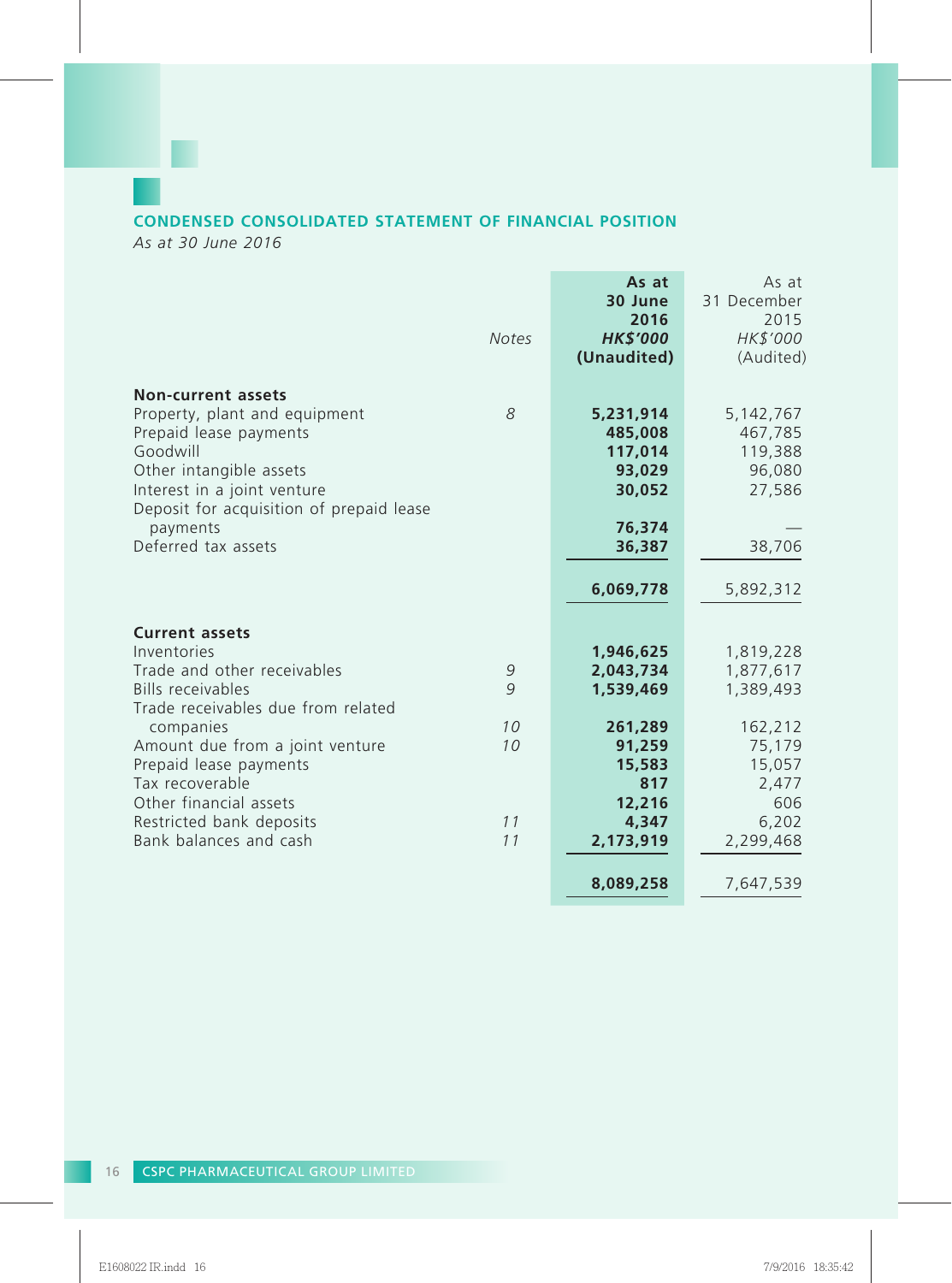## CONDENSED CONSOLIDATED STATEMENT OF FINANCIAL POSITION

*As at 30 June 2016*

| | *Notes* | **As at 30 June 2016** ***HK$'000*** **(Unaudited)** | As at 31 December 2015 *HK$'000* (Audited) |
|---|---|---|---|
| **Non-current assets** | | | |
| Property, plant and equipment | *8* | **5,231,914** | 5,142,767 |
| Prepaid lease payments | | **485,008** | 467,785 |
| Goodwill | | **117,014** | 119,388 |
| Other intangible assets | | **93,029** | 96,080 |
| Interest in a joint venture | | **30,052** | 27,586 |
| Deposit for acquisition of prepaid lease payments | | **76,374** | — |
| Deferred tax assets | | **36,387** | 38,706 |
| | | **6,069,778** | 5,892,312 |
| **Current assets** | | | |
| Inventories | | **1,946,625** | 1,819,228 |
| Trade and other receivables | *9* | **2,043,734** | 1,877,617 |
| Bills receivables | *9* | **1,539,469** | 1,389,493 |
| Trade receivables due from related companies | *10* | **261,289** | 162,212 |
| Amount due from a joint venture | *10* | **91,259** | 75,179 |
| Prepaid lease payments | | **15,583** | 15,057 |
| Tax recoverable | | **817** | 2,477 |
| Other financial assets | | **12,216** | 606 |
| Restricted bank deposits | *11* | **4,347** | 6,202 |
| Bank balances and cash | *11* | **2,173,919** | 2,299,468 |
| | | **8,089,258** | 7,647,539 |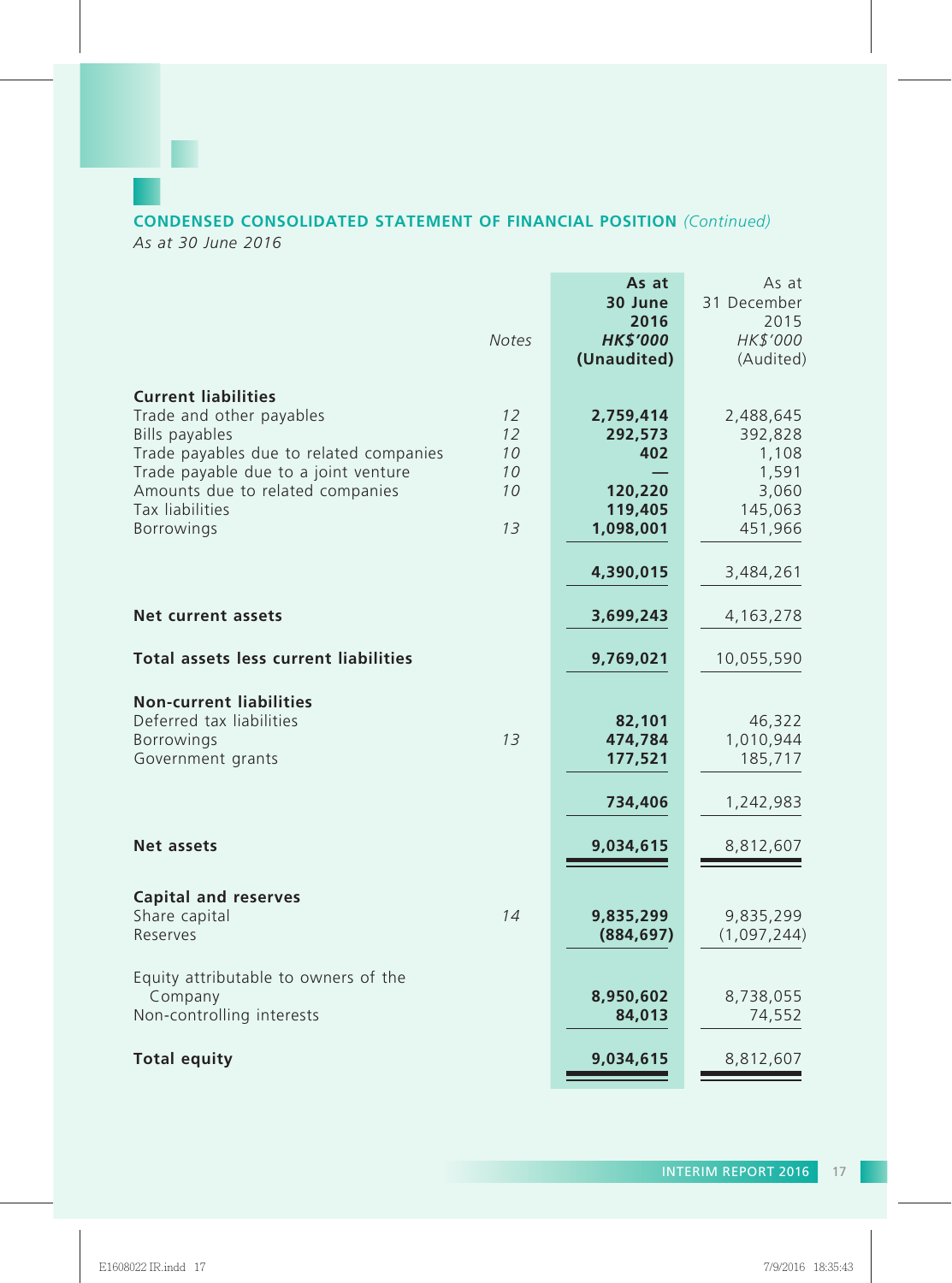## CONDENSED CONSOLIDATED STATEMENT OF FINANCIAL POSITION *(Continued)*

*As at 30 June 2016*

| | Notes | **As at 30 June 2016 HK$'000 (Unaudited)** | As at 31 December 2015 HK$'000 (Audited) |
|---|---|---|---|
| **Current liabilities** | | | |
| Trade and other payables | 12 | **2,759,414** | 2,488,645 |
| Bills payables | 12 | **292,573** | 392,828 |
| Trade payables due to related companies | 10 | **402** | 1,108 |
| Trade payable due to a joint venture | 10 | **—** | 1,591 |
| Amounts due to related companies | 10 | **120,220** | 3,060 |
| Tax liabilities | | **119,405** | 145,063 |
| Borrowings | 13 | **1,098,001** | 451,966 |
| | | **4,390,015** | 3,484,261 |
| **Net current assets** | | **3,699,243** | 4,163,278 |
| **Total assets less current liabilities** | | **9,769,021** | 10,055,590 |
| **Non-current liabilities** | | | |
| Deferred tax liabilities | | **82,101** | 46,322 |
| Borrowings | 13 | **474,784** | 1,010,944 |
| Government grants | | **177,521** | 185,717 |
| | | **734,406** | 1,242,983 |
| **Net assets** | | **9,034,615** | 8,812,607 |
| **Capital and reserves** | | | |
| Share capital | 14 | **9,835,299** | 9,835,299 |
| Reserves | | **(884,697)** | (1,097,244) |
| Equity attributable to owners of the Company | | **8,950,602** | 8,738,055 |
| Non-controlling interests | | **84,013** | 74,552 |
| **Total equity** | | **9,034,615** | 8,812,607 |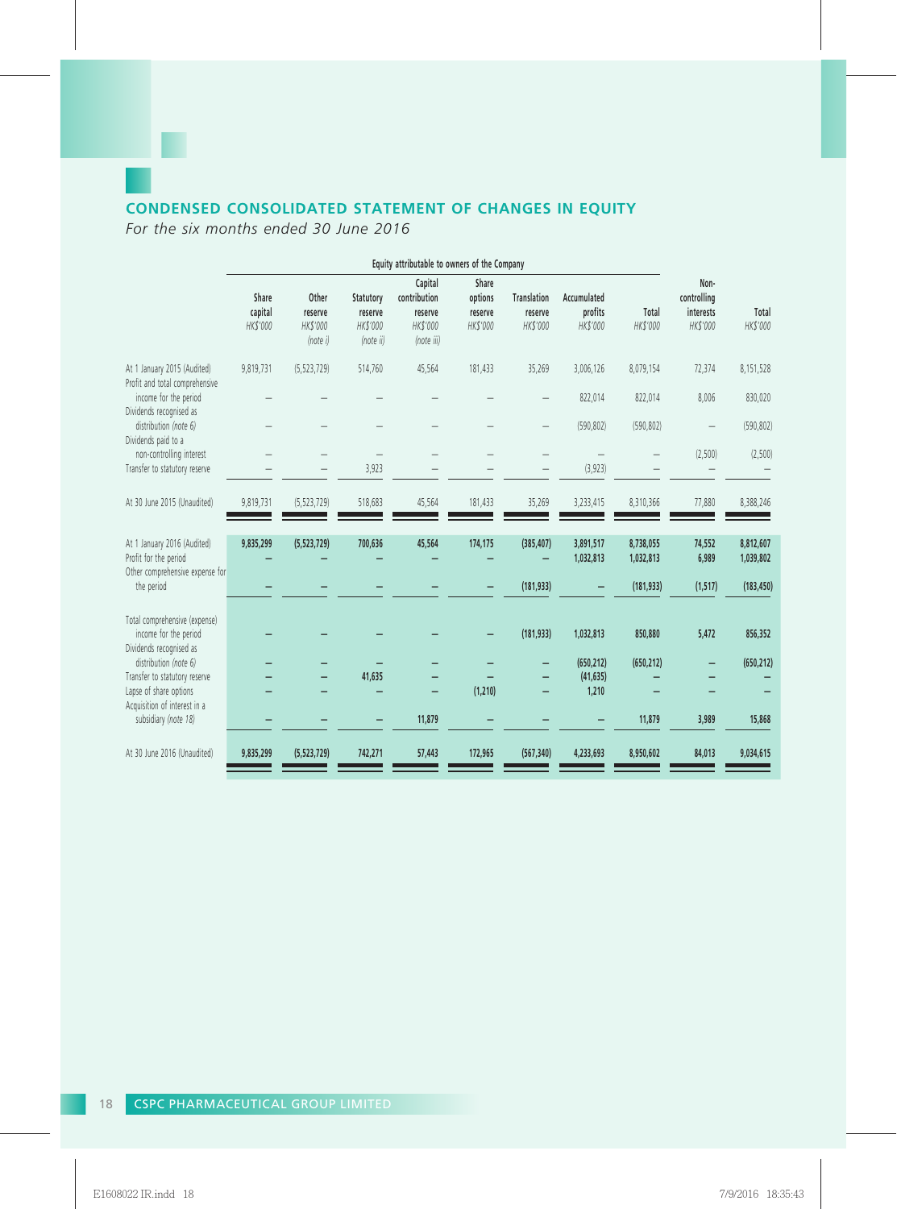# CONDENSED CONSOLIDATED STATEMENT OF CHANGES IN EQUITY

*For the six months ended 30 June 2016*

| | Equity attributable to owners of the Company | | | | | | | | | |
|---|---|---|---|---|---|---|---|---|---|---|
| | Share capital *HK$'000* | Other reserve *HK$'000* *(note i)* | Statutory reserve *HK$'000* *(note ii)* | Capital contribution reserve *HK$'000* *(note iii)* | Share options reserve *HK$'000* | Translation reserve *HK$'000* | Accumulated profits *HK$'000* | Total *HK$'000* | Non-controlling interests *HK$'000* | Total *HK$'000* |
| At 1 January 2015 (Audited) | 9,819,731 | (5,523,729) | 514,760 | 45,564 | 181,433 | 35,269 | 3,006,126 | 8,079,154 | 72,374 | 8,151,528 |
| Profit and total comprehensive income for the period | – | – | – | – | – | – | 822,014 | 822,014 | 8,006 | 830,020 |
| Dividends recognised as distribution *(note 6)* | – | – | – | – | – | – | (590,802) | (590,802) | – | (590,802) |
| Dividends paid to a non-controlling interest | – | – | – | – | – | – | – | – | (2,500) | (2,500) |
| Transfer to statutory reserve | – | – | 3,923 | – | – | – | (3,923) | – | – | – |
| At 30 June 2015 (Unaudited) | 9,819,731 | (5,523,729) | 518,683 | 45,564 | 181,433 | 35,269 | 3,233,415 | 8,310,366 | 77,880 | 8,388,246 |
| **At 1 January 2016 (Audited)** | **9,835,299** | **(5,523,729)** | **700,636** | **45,564** | **174,175** | **(385,407)** | **3,891,517** | **8,738,055** | **74,552** | **8,812,607** |
| **Profit for the period** | **–** | **–** | **–** | **–** | **–** | **–** | **1,032,813** | **1,032,813** | **6,989** | **1,039,802** |
| **Other comprehensive expense for the period** | **–** | **–** | **–** | **–** | **–** | **(181,933)** | **–** | **(181,933)** | **(1,517)** | **(183,450)** |
| **Total comprehensive (expense) income for the period** | **–** | **–** | **–** | **–** | **–** | **(181,933)** | **1,032,813** | **850,880** | **5,472** | **856,352** |
| **Dividends recognised as distribution *(note 6)*** | **–** | **–** | **–** | **–** | **–** | **–** | **(650,212)** | **(650,212)** | **–** | **(650,212)** |
| **Transfer to statutory reserve** | **–** | **–** | **41,635** | **–** | **–** | **–** | **(41,635)** | **–** | **–** | **–** |
| **Lapse of share options** | **–** | **–** | **–** | **–** | **(1,210)** | **–** | **1,210** | **–** | **–** | **–** |
| **Acquisition of interest in a subsidiary *(note 18)*** | **–** | **–** | **–** | **11,879** | **–** | **–** | **–** | **11,879** | **3,989** | **15,868** |
| **At 30 June 2016 (Unaudited)** | **9,835,299** | **(5,523,729)** | **742,271** | **57,443** | **172,965** | **(567,340)** | **4,233,693** | **8,950,602** | **84,013** | **9,034,615** |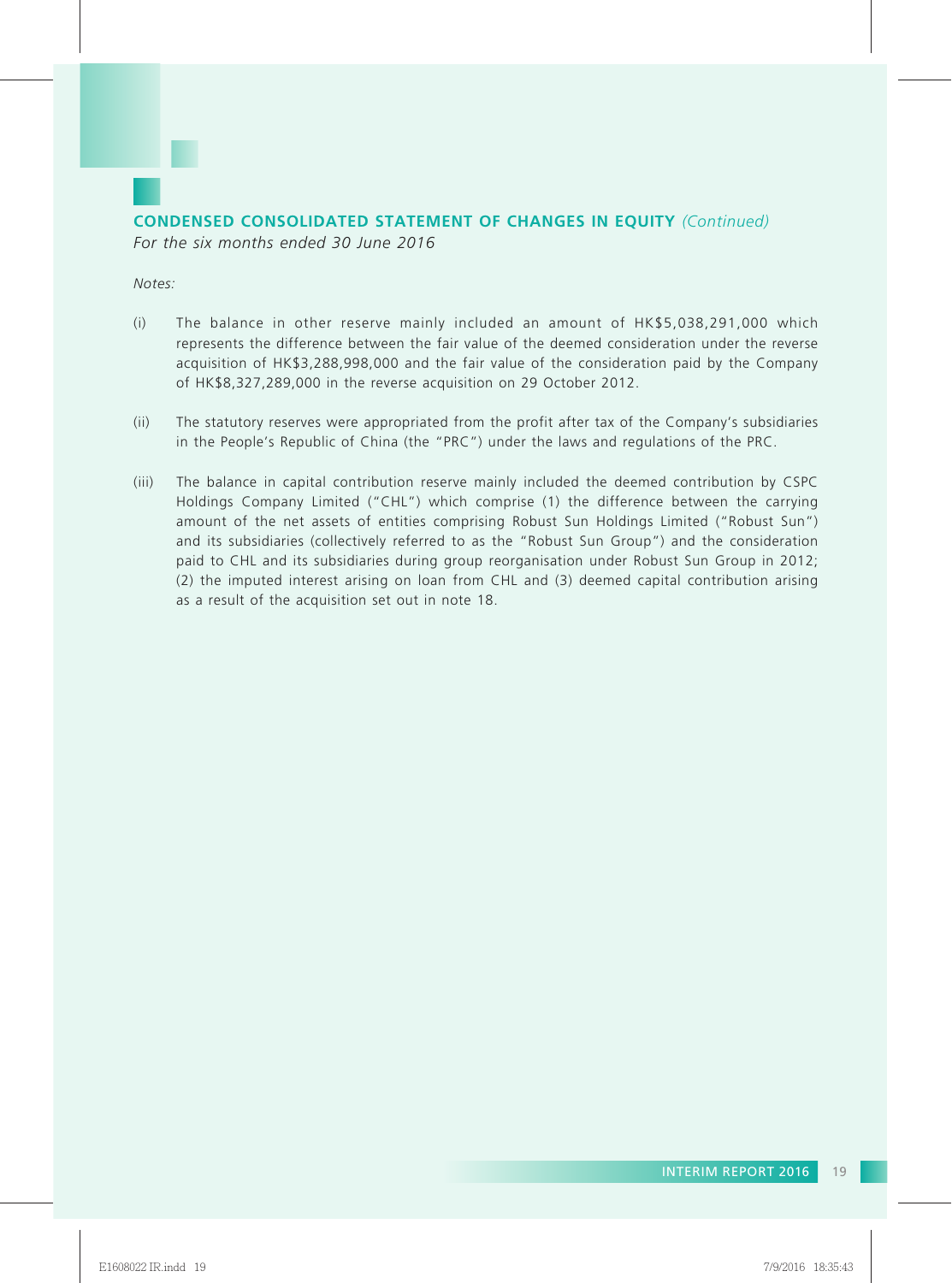## CONDENSED CONSOLIDATED STATEMENT OF CHANGES IN EQUITY *(Continued)*

*For the six months ended 30 June 2016*

*Notes:*

(i) The balance in other reserve mainly included an amount of HK$5,038,291,000 which represents the difference between the fair value of the deemed consideration under the reverse acquisition of HK$3,288,998,000 and the fair value of the consideration paid by the Company of HK$8,327,289,000 in the reverse acquisition on 29 October 2012.

(ii) The statutory reserves were appropriated from the profit after tax of the Company's subsidiaries in the People's Republic of China (the "PRC") under the laws and regulations of the PRC.

(iii) The balance in capital contribution reserve mainly included the deemed contribution by CSPC Holdings Company Limited ("CHL") which comprise (1) the difference between the carrying amount of the net assets of entities comprising Robust Sun Holdings Limited ("Robust Sun") and its subsidiaries (collectively referred to as the "Robust Sun Group") and the consideration paid to CHL and its subsidiaries during group reorganisation under Robust Sun Group in 2012; (2) the imputed interest arising on loan from CHL and (3) deemed capital contribution arising as a result of the acquisition set out in note 18.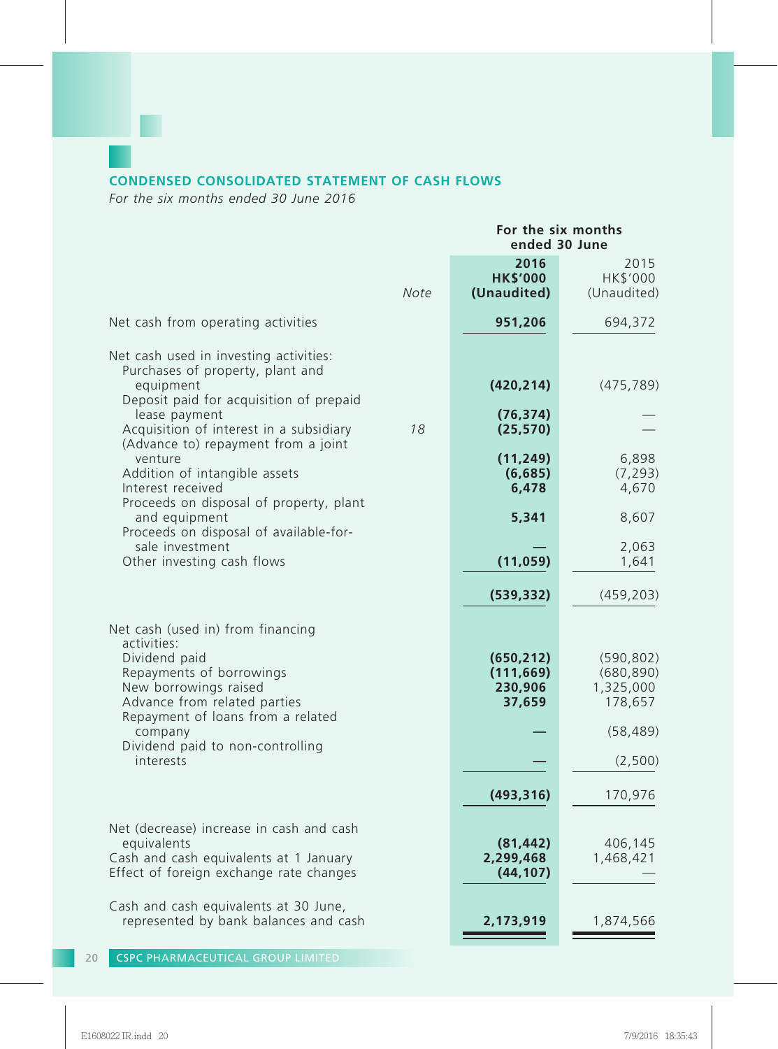## CONDENSED CONSOLIDATED STATEMENT OF CASH FLOWS

*For the six months ended 30 June 2016*

| | Note | For the six months ended 30 June | |
|---|---|---|---|
| | | **2016** | 2015 |
| | | **HK$'000** | HK$'000 |
| | | **(Unaudited)** | (Unaudited) |
| Net cash from operating activities | | **951,206** | 694,372 |
| Net cash used in investing activities: | | | |
| Purchases of property, plant and equipment | | **(420,214)** | (475,789) |
| Deposit paid for acquisition of prepaid lease payment | | **(76,374)** | — |
| Acquisition of interest in a subsidiary | 18 | **(25,570)** | — |
| (Advance to) repayment from a joint venture | | **(11,249)** | 6,898 |
| Addition of intangible assets | | **(6,685)** | (7,293) |
| Interest received | | **6,478** | 4,670 |
| Proceeds on disposal of property, plant and equipment | | **5,341** | 8,607 |
| Proceeds on disposal of available-for-sale investment | | **—** | 2,063 |
| Other investing cash flows | | **(11,059)** | 1,641 |
| | | **(539,332)** | (459,203) |
| Net cash (used in) from financing activities: | | | |
| Dividend paid | | **(650,212)** | (590,802) |
| Repayments of borrowings | | **(111,669)** | (680,890) |
| New borrowings raised | | **230,906** | 1,325,000 |
| Advance from related parties | | **37,659** | 178,657 |
| Repayment of loans from a related company | | **—** | (58,489) |
| Dividend paid to non-controlling interests | | **—** | (2,500) |
| | | **(493,316)** | 170,976 |
| Net (decrease) increase in cash and cash equivalents | | **(81,442)** | 406,145 |
| Cash and cash equivalents at 1 January | | **2,299,468** | 1,468,421 |
| Effect of foreign exchange rate changes | | **(44,107)** | — |
| Cash and cash equivalents at 30 June, represented by bank balances and cash | | **2,173,919** | 1,874,566 |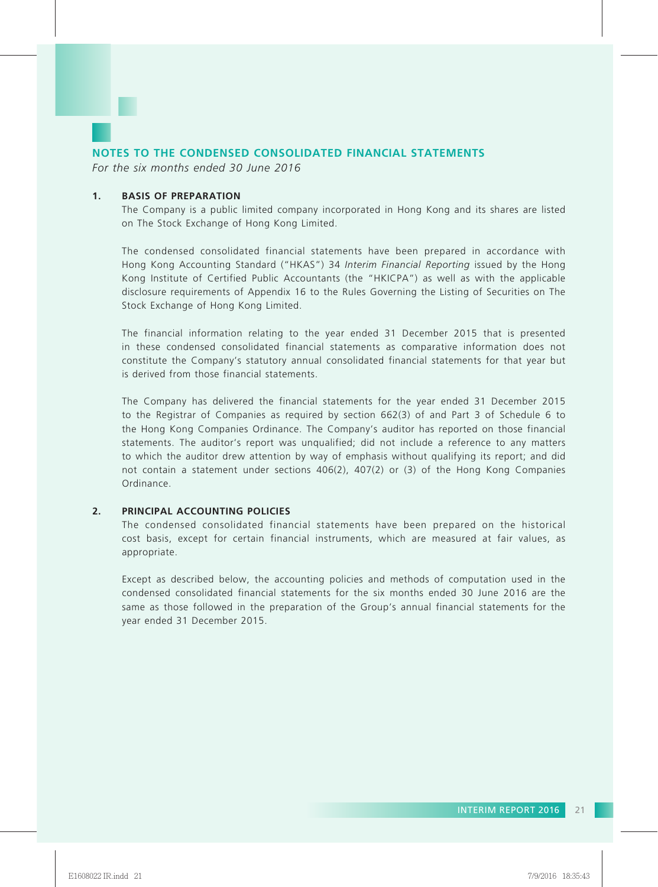# NOTES TO THE CONDENSED CONSOLIDATED FINANCIAL STATEMENTS

*For the six months ended 30 June 2016*

## 1. BASIS OF PREPARATION

The Company is a public limited company incorporated in Hong Kong and its shares are listed on The Stock Exchange of Hong Kong Limited.

The condensed consolidated financial statements have been prepared in accordance with Hong Kong Accounting Standard ("HKAS") 34 *Interim Financial Reporting* issued by the Hong Kong Institute of Certified Public Accountants (the "HKICPA") as well as with the applicable disclosure requirements of Appendix 16 to the Rules Governing the Listing of Securities on The Stock Exchange of Hong Kong Limited.

The financial information relating to the year ended 31 December 2015 that is presented in these condensed consolidated financial statements as comparative information does not constitute the Company's statutory annual consolidated financial statements for that year but is derived from those financial statements.

The Company has delivered the financial statements for the year ended 31 December 2015 to the Registrar of Companies as required by section 662(3) of and Part 3 of Schedule 6 to the Hong Kong Companies Ordinance. The Company's auditor has reported on those financial statements. The auditor's report was unqualified; did not include a reference to any matters to which the auditor drew attention by way of emphasis without qualifying its report; and did not contain a statement under sections 406(2), 407(2) or (3) of the Hong Kong Companies Ordinance.

## 2. PRINCIPAL ACCOUNTING POLICIES

The condensed consolidated financial statements have been prepared on the historical cost basis, except for certain financial instruments, which are measured at fair values, as appropriate.

Except as described below, the accounting policies and methods of computation used in the condensed consolidated financial statements for the six months ended 30 June 2016 are the same as those followed in the preparation of the Group's annual financial statements for the year ended 31 December 2015.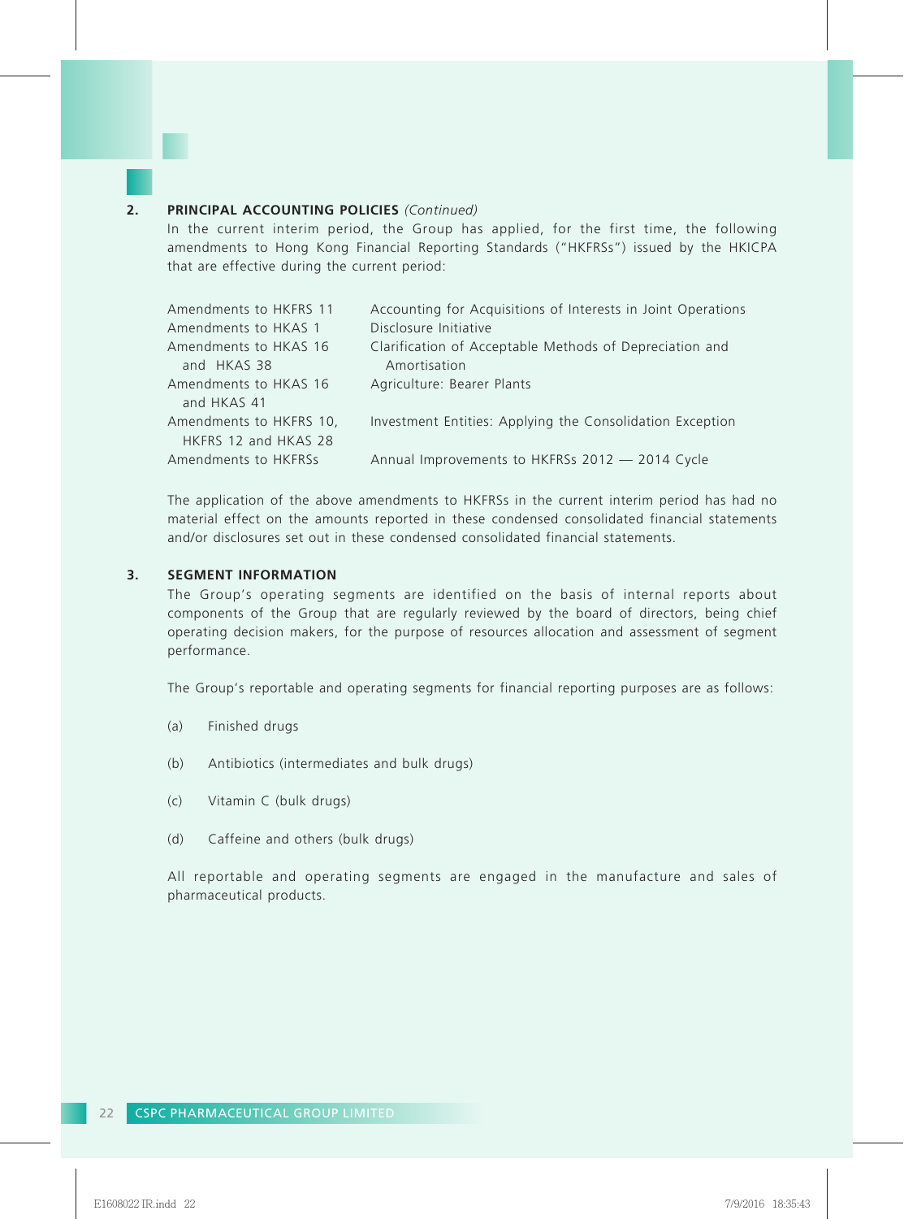## 2. PRINCIPAL ACCOUNTING POLICIES *(Continued)*

In the current interim period, the Group has applied, for the first time, the following amendments to Hong Kong Financial Reporting Standards ("HKFRSs") issued by the HKICPA that are effective during the current period:

| | |
|---|---|
| Amendments to HKFRS 11 | Accounting for Acquisitions of Interests in Joint Operations |
| Amendments to HKAS 1 | Disclosure Initiative |
| Amendments to HKAS 16 and HKAS 38 | Clarification of Acceptable Methods of Depreciation and Amortisation |
| Amendments to HKAS 16 and HKAS 41 | Agriculture: Bearer Plants |
| Amendments to HKFRS 10, HKFRS 12 and HKAS 28 | Investment Entities: Applying the Consolidation Exception |
| Amendments to HKFRSs | Annual Improvements to HKFRSs 2012 — 2014 Cycle |

The application of the above amendments to HKFRSs in the current interim period has had no material effect on the amounts reported in these condensed consolidated financial statements and/or disclosures set out in these condensed consolidated financial statements.

## 3. SEGMENT INFORMATION

The Group's operating segments are identified on the basis of internal reports about components of the Group that are regularly reviewed by the board of directors, being chief operating decision makers, for the purpose of resources allocation and assessment of segment performance.

The Group's reportable and operating segments for financial reporting purposes are as follows:

(a) Finished drugs

(b) Antibiotics (intermediates and bulk drugs)

(c) Vitamin C (bulk drugs)

(d) Caffeine and others (bulk drugs)

All reportable and operating segments are engaged in the manufacture and sales of pharmaceutical products.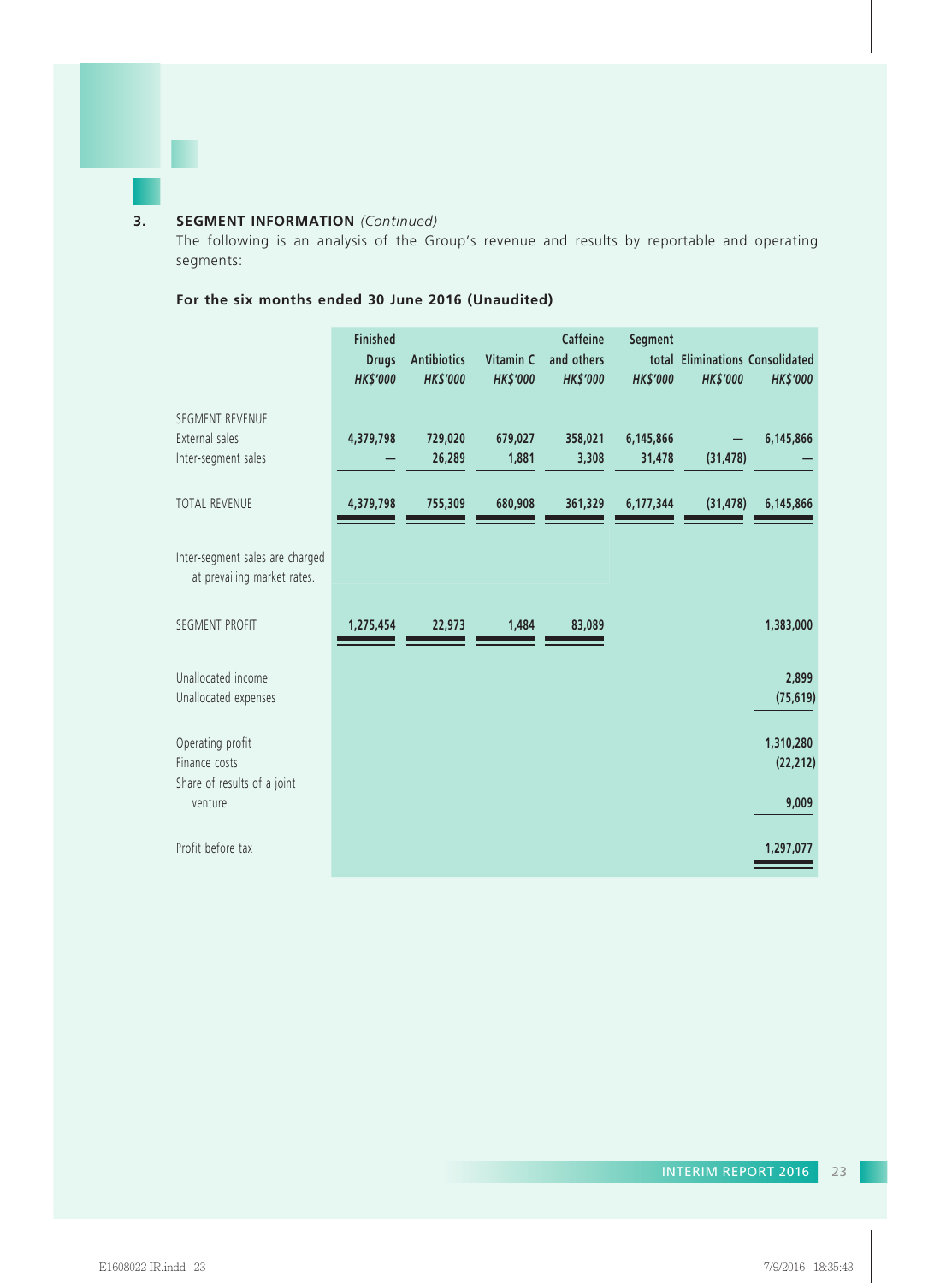### 3. SEGMENT INFORMATION *(Continued)*

The following is an analysis of the Group's revenue and results by reportable and operating segments:

**For the six months ended 30 June 2016 (Unaudited)**

| | Finished Drugs *HK$'000* | Antibiotics *HK$'000* | Vitamin C *HK$'000* | Caffeine and others *HK$'000* | Segment total *HK$'000* | Eliminations *HK$'000* | Consolidated *HK$'000* |
|---|---|---|---|---|---|---|---|
| SEGMENT REVENUE | | | | | | | |
| External sales | 4,379,798 | 729,020 | 679,027 | 358,021 | 6,145,866 | — | 6,145,866 |
| Inter-segment sales | — | 26,289 | 1,881 | 3,308 | 31,478 | (31,478) | — |
| TOTAL REVENUE | 4,379,798 | 755,309 | 680,908 | 361,329 | 6,177,344 | (31,478) | 6,145,866 |
| Inter-segment sales are charged at prevailing market rates. | | | | | | | |
| SEGMENT PROFIT | 1,275,454 | 22,973 | 1,484 | 83,089 | | | 1,383,000 |
| Unallocated income | | | | | | | 2,899 |
| Unallocated expenses | | | | | | | (75,619) |
| Operating profit | | | | | | | 1,310,280 |
| Finance costs | | | | | | | (22,212) |
| Share of results of a joint venture | | | | | | | 9,009 |
| Profit before tax | | | | | | | 1,297,077 |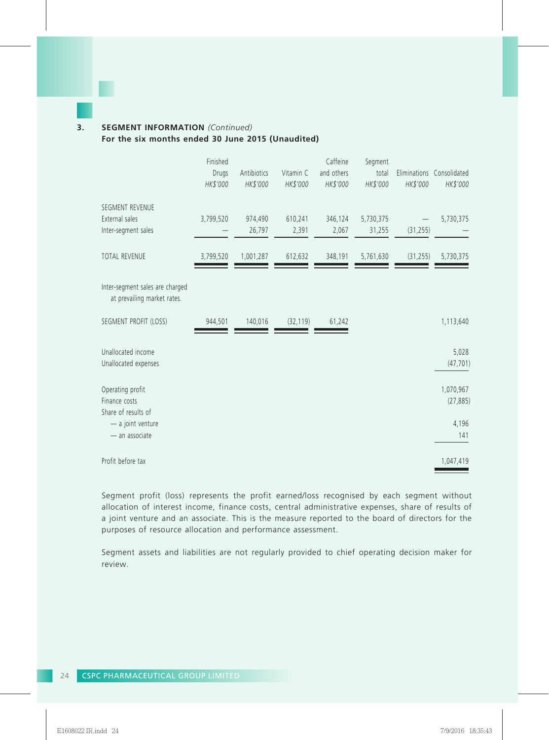### 3. SEGMENT INFORMATION *(Continued)*

**For the six months ended 30 June 2015 (Unaudited)**

| | Finished Drugs *HK$'000* | Antibiotics *HK$'000* | Vitamin C *HK$'000* | Caffeine and others *HK$'000* | Segment total *HK$'000* | Eliminations *HK$'000* | Consolidated *HK$'000* |
|---|---|---|---|---|---|---|---|
| SEGMENT REVENUE | | | | | | | |
| External sales | 3,799,520 | 974,490 | 610,241 | 346,124 | 5,730,375 | — | 5,730,375 |
| Inter-segment sales | — | 26,797 | 2,391 | 2,067 | 31,255 | (31,255) | — |
| TOTAL REVENUE | 3,799,520 | 1,001,287 | 612,632 | 348,191 | 5,761,630 | (31,255) | 5,730,375 |
| Inter-segment sales are charged at prevailing market rates. | | | | | | | |
| SEGMENT PROFIT (LOSS) | 944,501 | 140,016 | (32,119) | 61,242 | | | 1,113,640 |
| Unallocated income | | | | | | | 5,028 |
| Unallocated expenses | | | | | | | (47,701) |
| Operating profit | | | | | | | 1,070,967 |
| Finance costs | | | | | | | (27,885) |
| Share of results of | | | | | | | |
| — a joint venture | | | | | | | 4,196 |
| — an associate | | | | | | | 141 |
| Profit before tax | | | | | | | 1,047,419 |

Segment profit (loss) represents the profit earned/loss recognised by each segment without allocation of interest income, finance costs, central administrative expenses, share of results of a joint venture and an associate. This is the measure reported to the board of directors for the purposes of resource allocation and performance assessment.

Segment assets and liabilities are not regularly provided to chief operating decision maker for review.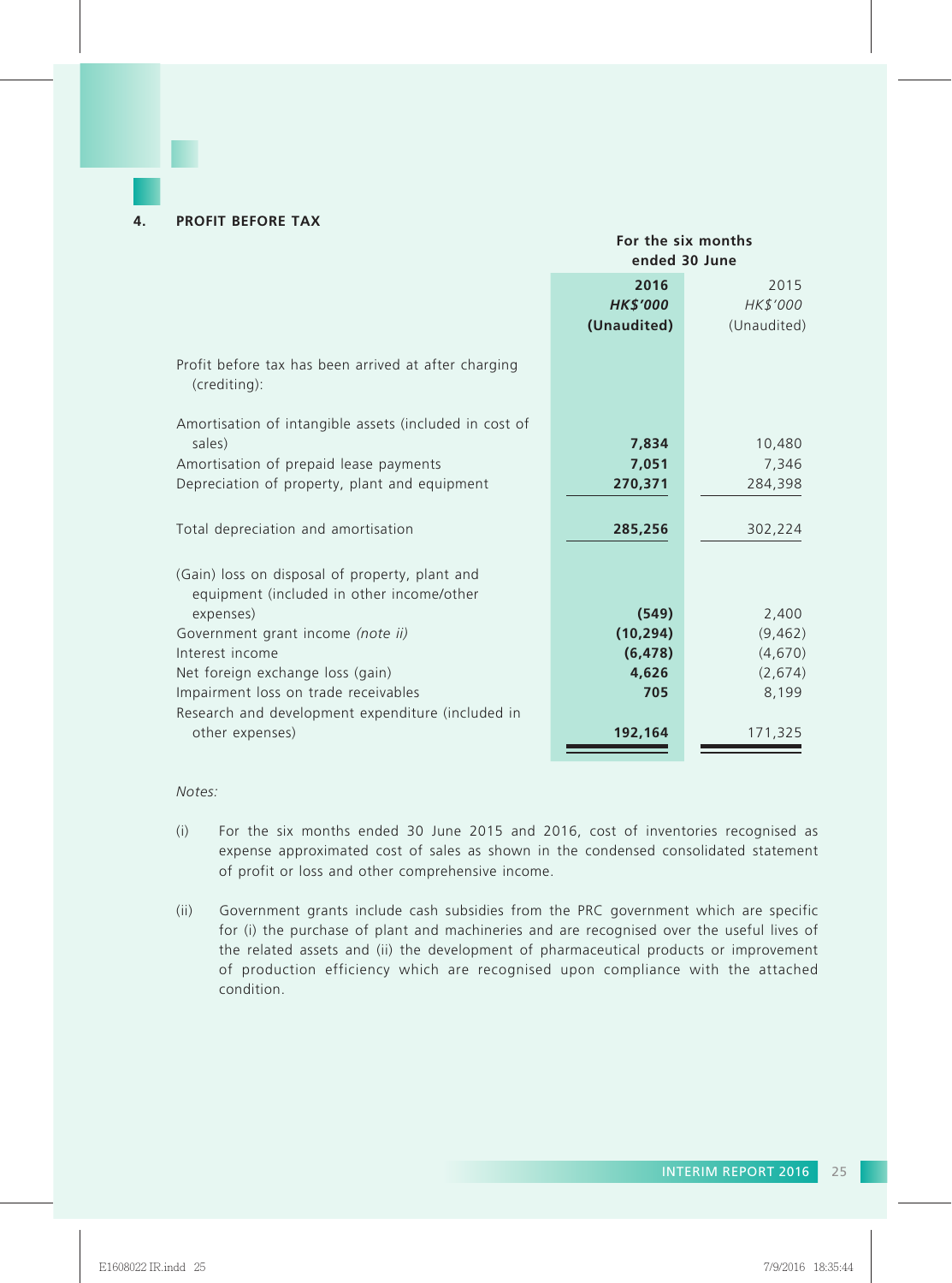## 4. PROFIT BEFORE TAX

| | For the six months ended 30 June | |
|---|---|---|
| | **2016** | 2015 |
| | ***HK$'000*** | *HK$'000* |
| | **(Unaudited)** | (Unaudited) |
| Profit before tax has been arrived at after charging (crediting): | | |
| Amortisation of intangible assets (included in cost of sales) | **7,834** | 10,480 |
| Amortisation of prepaid lease payments | **7,051** | 7,346 |
| Depreciation of property, plant and equipment | **270,371** | 284,398 |
| Total depreciation and amortisation | **285,256** | 302,224 |
| (Gain) loss on disposal of property, plant and equipment (included in other income/other expenses) | **(549)** | 2,400 |
| Government grant income *(note ii)* | **(10,294)** | (9,462) |
| Interest income | **(6,478)** | (4,670) |
| Net foreign exchange loss (gain) | **4,626** | (2,674) |
| Impairment loss on trade receivables | **705** | 8,199 |
| Research and development expenditure (included in other expenses) | **192,164** | 171,325 |

*Notes:*

(i) For the six months ended 30 June 2015 and 2016, cost of inventories recognised as expense approximated cost of sales as shown in the condensed consolidated statement of profit or loss and other comprehensive income.

(ii) Government grants include cash subsidies from the PRC government which are specific for (i) the purchase of plant and machineries and are recognised over the useful lives of the related assets and (ii) the development of pharmaceutical products or improvement of production efficiency which are recognised upon compliance with the attached condition.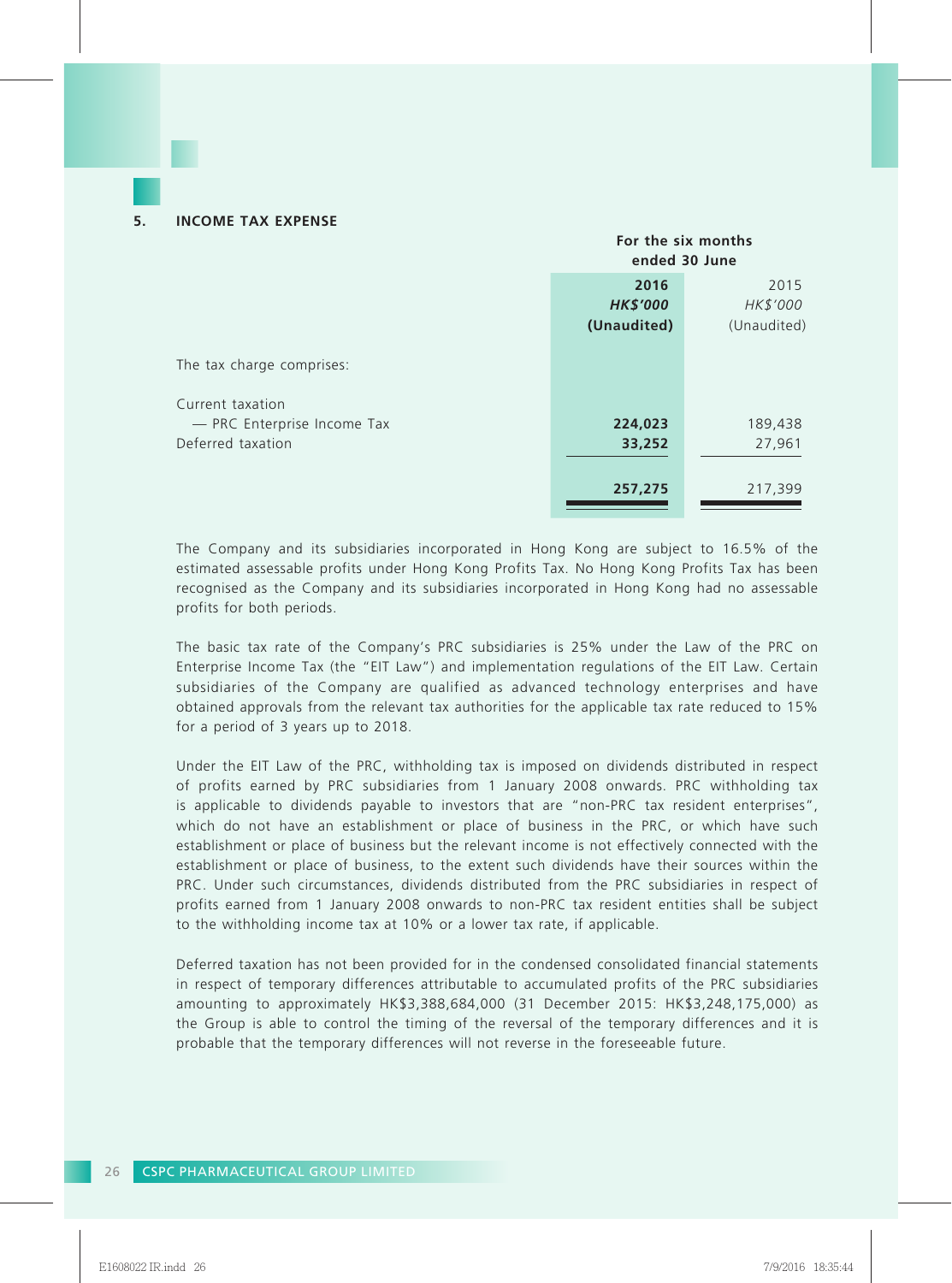## 5. INCOME TAX EXPENSE

| | For the six months ended 30 June | |
|---|---|---|
| | **2016** | 2015 |
| | ***HK$'000*** | *HK$'000* |
| | **(Unaudited)** | (Unaudited) |
| The tax charge comprises: | | |
| Current taxation | | |
| — PRC Enterprise Income Tax | **224,023** | 189,438 |
| Deferred taxation | **33,252** | 27,961 |
| | **257,275** | 217,399 |

The Company and its subsidiaries incorporated in Hong Kong are subject to 16.5% of the estimated assessable profits under Hong Kong Profits Tax. No Hong Kong Profits Tax has been recognised as the Company and its subsidiaries incorporated in Hong Kong had no assessable profits for both periods.

The basic tax rate of the Company's PRC subsidiaries is 25% under the Law of the PRC on Enterprise Income Tax (the "EIT Law") and implementation regulations of the EIT Law. Certain subsidiaries of the Company are qualified as advanced technology enterprises and have obtained approvals from the relevant tax authorities for the applicable tax rate reduced to 15% for a period of 3 years up to 2018.

Under the EIT Law of the PRC, withholding tax is imposed on dividends distributed in respect of profits earned by PRC subsidiaries from 1 January 2008 onwards. PRC withholding tax is applicable to dividends payable to investors that are "non-PRC tax resident enterprises", which do not have an establishment or place of business in the PRC, or which have such establishment or place of business but the relevant income is not effectively connected with the establishment or place of business, to the extent such dividends have their sources within the PRC. Under such circumstances, dividends distributed from the PRC subsidiaries in respect of profits earned from 1 January 2008 onwards to non-PRC tax resident entities shall be subject to the withholding income tax at 10% or a lower tax rate, if applicable.

Deferred taxation has not been provided for in the condensed consolidated financial statements in respect of temporary differences attributable to accumulated profits of the PRC subsidiaries amounting to approximately HK$3,388,684,000 (31 December 2015: HK$3,248,175,000) as the Group is able to control the timing of the reversal of the temporary differences and it is probable that the temporary differences will not reverse in the foreseeable future.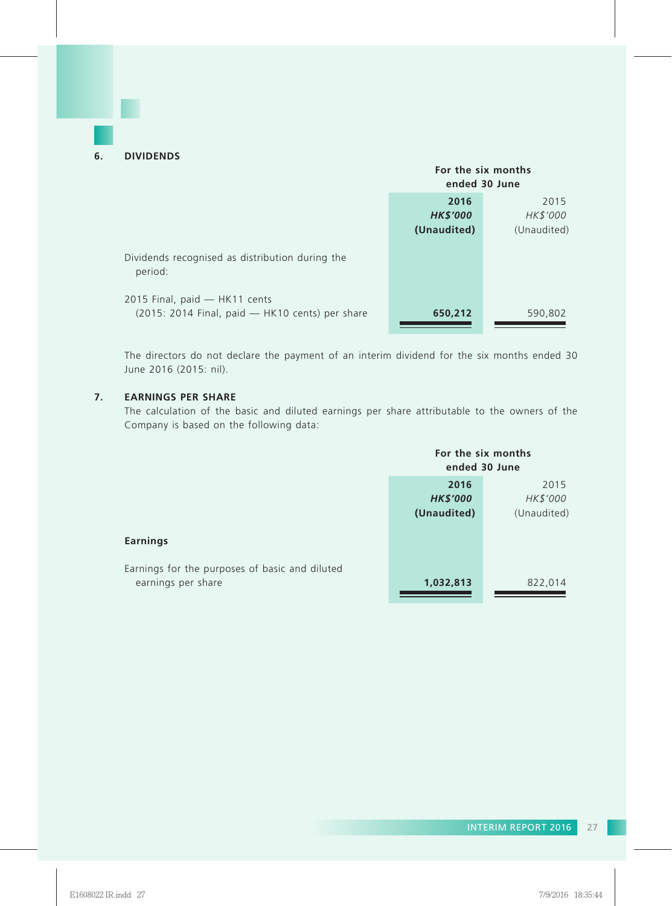### 6. DIVIDENDS

| | For the six months ended 30 June | |
|---|---|---|
| | **2016** | 2015 |
| | ***HK$'000*** | *HK$'000* |
| | **(Unaudited)** | (Unaudited) |
| Dividends recognised as distribution during the period: | | |
| 2015 Final, paid — HK11 cents (2015: 2014 Final, paid — HK10 cents) per share | **650,212** | 590,802 |

The directors do not declare the payment of an interim dividend for the six months ended 30 June 2016 (2015: nil).

### 7. EARNINGS PER SHARE

The calculation of the basic and diluted earnings per share attributable to the owners of the Company is based on the following data:

| | For the six months ended 30 June | |
|---|---|---|
| | **2016** | 2015 |
| | ***HK$'000*** | *HK$'000* |
| | **(Unaudited)** | (Unaudited) |
| **Earnings** | | |
| Earnings for the purposes of basic and diluted earnings per share | **1,032,813** | 822,014 |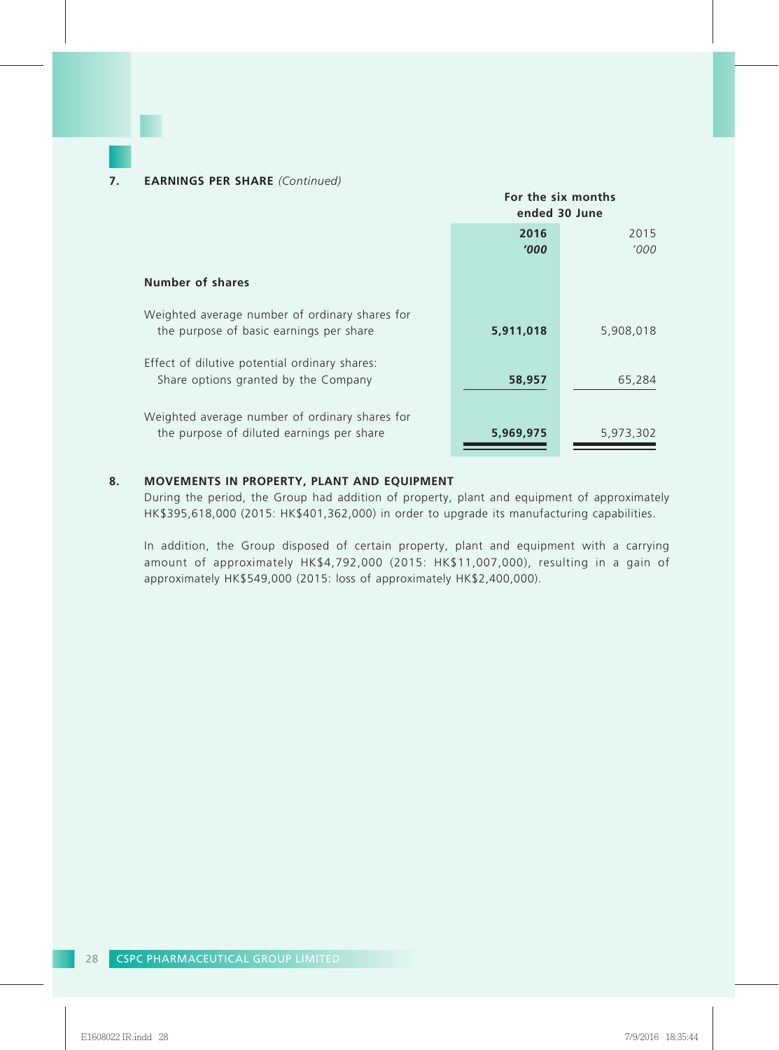### 7. EARNINGS PER SHARE *(Continued)*

| | For the six months ended 30 June | |
|---|---|---|
| | **2016** | 2015 |
| | ***'000*** | *'000* |
| **Number of shares** | | |
| Weighted average number of ordinary shares for the purpose of basic earnings per share | **5,911,018** | 5,908,018 |
| Effect of dilutive potential ordinary shares: Share options granted by the Company | **58,957** | 65,284 |
| Weighted average number of ordinary shares for the purpose of diluted earnings per share | **5,969,975** | 5,973,302 |

### 8. MOVEMENTS IN PROPERTY, PLANT AND EQUIPMENT

During the period, the Group had addition of property, plant and equipment of approximately HK$395,618,000 (2015: HK$401,362,000) in order to upgrade its manufacturing capabilities.

In addition, the Group disposed of certain property, plant and equipment with a carrying amount of approximately HK$4,792,000 (2015: HK$11,007,000), resulting in a gain of approximately HK$549,000 (2015: loss of approximately HK$2,400,000).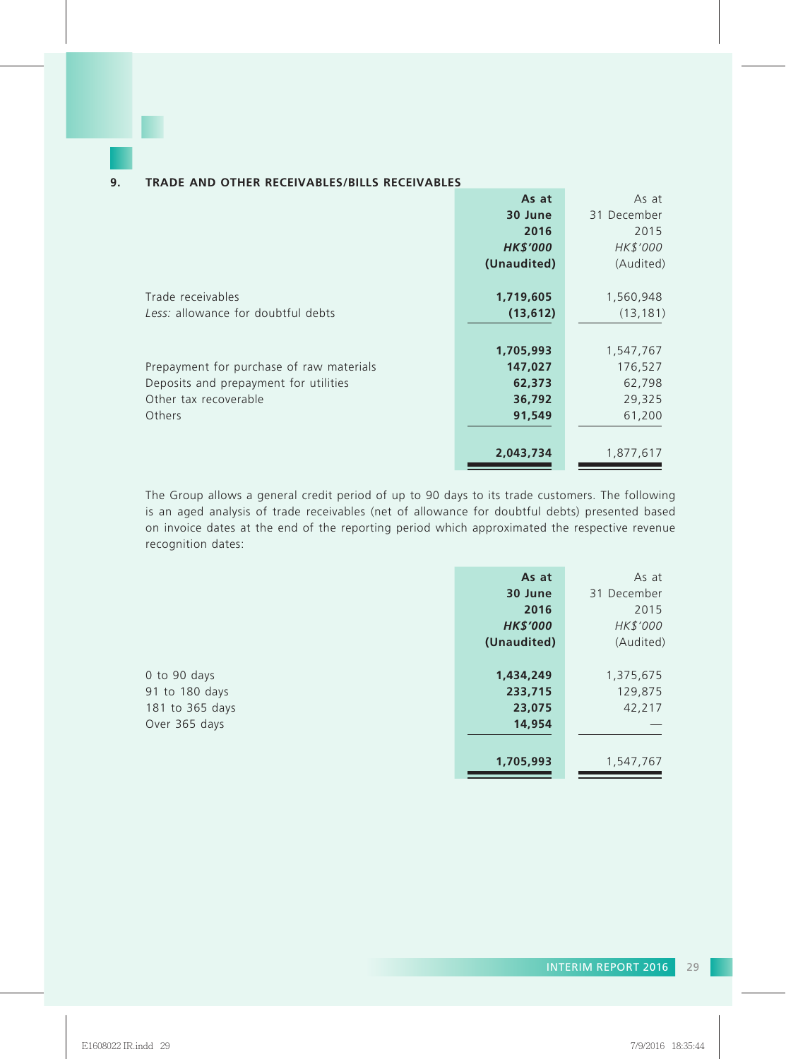## 9. TRADE AND OTHER RECEIVABLES/BILLS RECEIVABLES

| | **As at 30 June 2016** | As at 31 December 2015 |
|---|---|---|
| | ***HK$'000*** | *HK$'000* |
| | **(Unaudited)** | (Audited) |
| Trade receivables | **1,719,605** | 1,560,948 |
| *Less:* allowance for doubtful debts | **(13,612)** | (13,181) |
| | **1,705,993** | 1,547,767 |
| Prepayment for purchase of raw materials | **147,027** | 176,527 |
| Deposits and prepayment for utilities | **62,373** | 62,798 |
| Other tax recoverable | **36,792** | 29,325 |
| Others | **91,549** | 61,200 |
| | **2,043,734** | 1,877,617 |

The Group allows a general credit period of up to 90 days to its trade customers. The following is an aged analysis of trade receivables (net of allowance for doubtful debts) presented based on invoice dates at the end of the reporting period which approximated the respective revenue recognition dates:

| | **As at 30 June 2016** | As at 31 December 2015 |
|---|---|---|
| | ***HK$'000*** | *HK$'000* |
| | **(Unaudited)** | (Audited) |
| 0 to 90 days | **1,434,249** | 1,375,675 |
| 91 to 180 days | **233,715** | 129,875 |
| 181 to 365 days | **23,075** | 42,217 |
| Over 365 days | **14,954** | — |
| | **1,705,993** | 1,547,767 |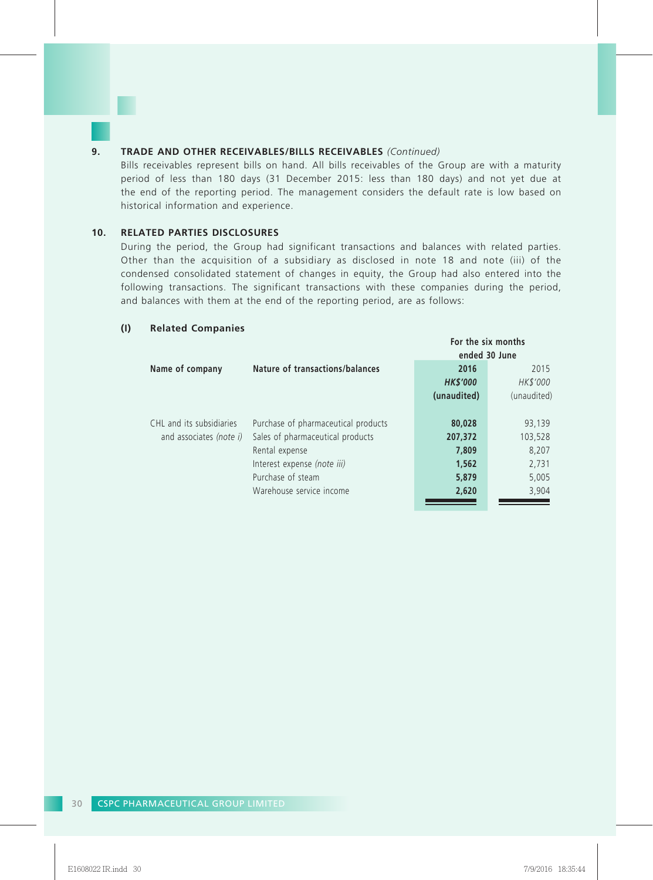### 9. TRADE AND OTHER RECEIVABLES/BILLS RECEIVABLES *(Continued)*

Bills receivables represent bills on hand. All bills receivables of the Group are with a maturity period of less than 180 days (31 December 2015: less than 180 days) and not yet due at the end of the reporting period. The management considers the default rate is low based on historical information and experience.

### 10. RELATED PARTIES DISCLOSURES

During the period, the Group had significant transactions and balances with related parties. Other than the acquisition of a subsidiary as disclosed in note 18 and note (iii) of the condensed consolidated statement of changes in equity, the Group had also entered into the following transactions. The significant transactions with these companies during the period, and balances with them at the end of the reporting period, are as follows:

#### (I) Related Companies

| Name of company | Nature of transactions/balances | For the six months ended 30 June | |
|---|---|---|---|
| | | **2016** | 2015 |
| | | ***HK$'000*** | *HK$'000* |
| | | **(unaudited)** | (unaudited) |
| CHL and its subsidiaries and associates *(note i)* | Purchase of pharmaceutical products | **80,028** | 93,139 |
| | Sales of pharmaceutical products | **207,372** | 103,528 |
| | Rental expense | **7,809** | 8,207 |
| | Interest expense *(note iii)* | **1,562** | 2,731 |
| | Purchase of steam | **5,879** | 5,005 |
| | Warehouse service income | **2,620** | 3,904 |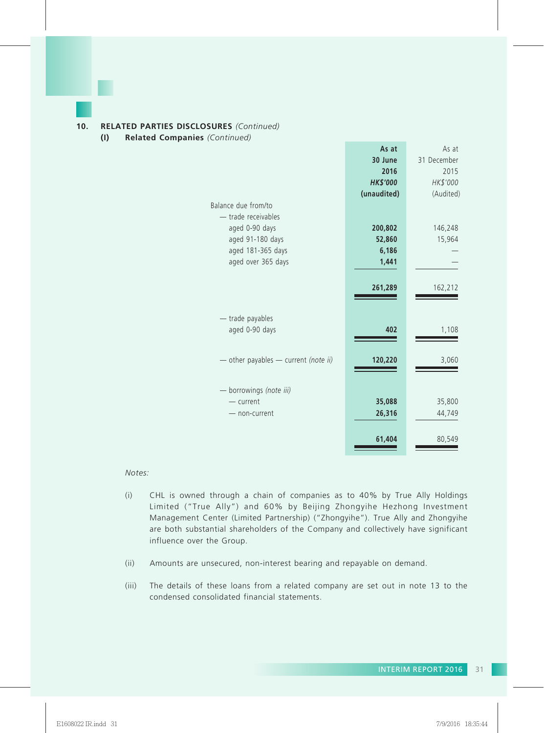## 10. RELATED PARTIES DISCLOSURES *(Continued)*

### (I) Related Companies *(Continued)*

| | As at 30 June 2016 HK$'000 (unaudited) | As at 31 December 2015 HK$'000 (Audited) |
|---|---|---|
| Balance due from/to | | |
| — trade receivables | | |
| aged 0-90 days | 200,802 | 146,248 |
| aged 91-180 days | 52,860 | 15,964 |
| aged 181-365 days | 6,186 | — |
| aged over 365 days | 1,441 | — |
| | 261,289 | 162,212 |
| — trade payables | | |
| aged 0-90 days | 402 | 1,108 |
| — other payables — current *(note ii)* | 120,220 | 3,060 |
| — borrowings *(note iii)* | | |
| — current | 35,088 | 35,800 |
| — non-current | 26,316 | 44,749 |
| | 61,404 | 80,549 |

*Notes:*

(i) CHL is owned through a chain of companies as to 40% by True Ally Holdings Limited ("True Ally") and 60% by Beijing Zhongyihe Hezhong Investment Management Center (Limited Partnership) ("Zhongyihe"). True Ally and Zhongyihe are both substantial shareholders of the Company and collectively have significant influence over the Group.

(ii) Amounts are unsecured, non-interest bearing and repayable on demand.

(iii) The details of these loans from a related company are set out in note 13 to the condensed consolidated financial statements.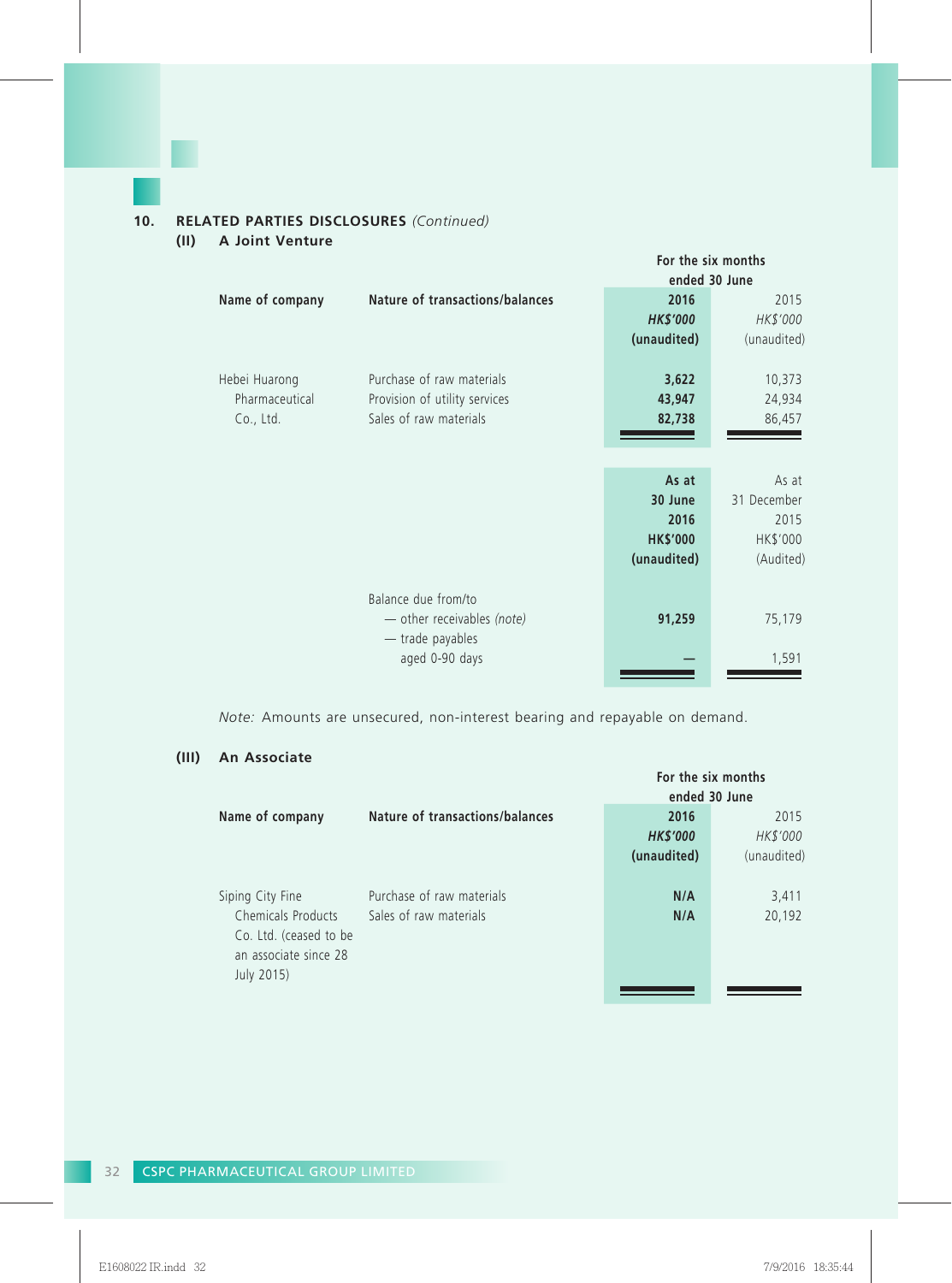## 10. RELATED PARTIES DISCLOSURES *(Continued)*

### (II) A Joint Venture

| Name of company | Nature of transactions/balances | For the six months ended 30 June 2016 HK$'000 (unaudited) | 2015 HK$'000 (unaudited) |
|---|---|---|---|
| Hebei Huarong Pharmaceutical Co., Ltd. | Purchase of raw materials | **3,622** | 10,373 |
| | Provision of utility services | **43,947** | 24,934 |
| | Sales of raw materials | **82,738** | 86,457 |

| | | As at 30 June 2016 HK$'000 (unaudited) | As at 31 December 2015 HK$'000 (Audited) |
|---|---|---|---|
| | Balance due from/to | | |
| | — other receivables *(note)* | **91,259** | 75,179 |
| | — trade payables aged 0-90 days | **—** | 1,591 |

*Note:* Amounts are unsecured, non-interest bearing and repayable on demand.

### (III) An Associate

| Name of company | Nature of transactions/balances | For the six months ended 30 June 2016 HK$'000 (unaudited) | 2015 HK$'000 (unaudited) |
|---|---|---|---|
| Siping City Fine Chemicals Products Co. Ltd. (ceased to be an associate since 28 July 2015) | Purchase of raw materials | **N/A** | 3,411 |
| | Sales of raw materials | **N/A** | 20,192 |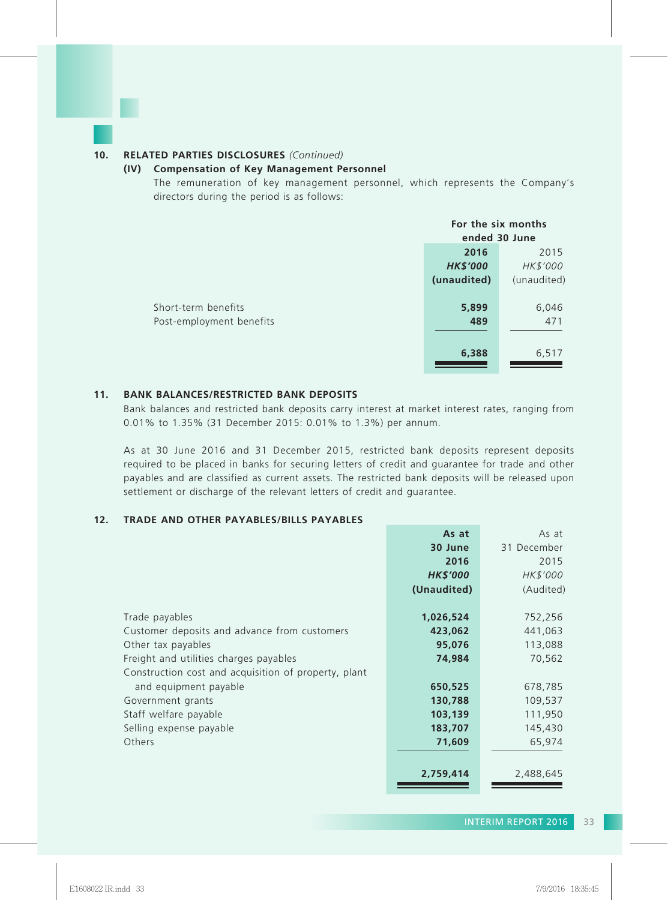## 10. RELATED PARTIES DISCLOSURES *(Continued)*

### (IV) Compensation of Key Management Personnel

The remuneration of key management personnel, which represents the Company's directors during the period is as follows:

| | For the six months ended 30 June | |
|---|---|---|
| | **2016** | 2015 |
| | ***HK$'000*** | *HK$'000* |
| | **(unaudited)** | (unaudited) |
| Short-term benefits | **5,899** | 6,046 |
| Post-employment benefits | **489** | 471 |
| | **6,388** | 6,517 |

## 11. BANK BALANCES/RESTRICTED BANK DEPOSITS

Bank balances and restricted bank deposits carry interest at market interest rates, ranging from 0.01% to 1.35% (31 December 2015: 0.01% to 1.3%) per annum.

As at 30 June 2016 and 31 December 2015, restricted bank deposits represent deposits required to be placed in banks for securing letters of credit and guarantee for trade and other payables and are classified as current assets. The restricted bank deposits will be released upon settlement or discharge of the relevant letters of credit and guarantee.

## 12. TRADE AND OTHER PAYABLES/BILLS PAYABLES

| | **As at 30 June 2016** | As at 31 December 2015 |
|---|---|---|
| | ***HK$'000*** | *HK$'000* |
| | **(Unaudited)** | (Audited) |
| Trade payables | **1,026,524** | 752,256 |
| Customer deposits and advance from customers | **423,062** | 441,063 |
| Other tax payables | **95,076** | 113,088 |
| Freight and utilities charges payables | **74,984** | 70,562 |
| Construction cost and acquisition of property, plant and equipment payable | **650,525** | 678,785 |
| Government grants | **130,788** | 109,537 |
| Staff welfare payable | **103,139** | 111,950 |
| Selling expense payable | **183,707** | 145,430 |
| Others | **71,609** | 65,974 |
| | **2,759,414** | 2,488,645 |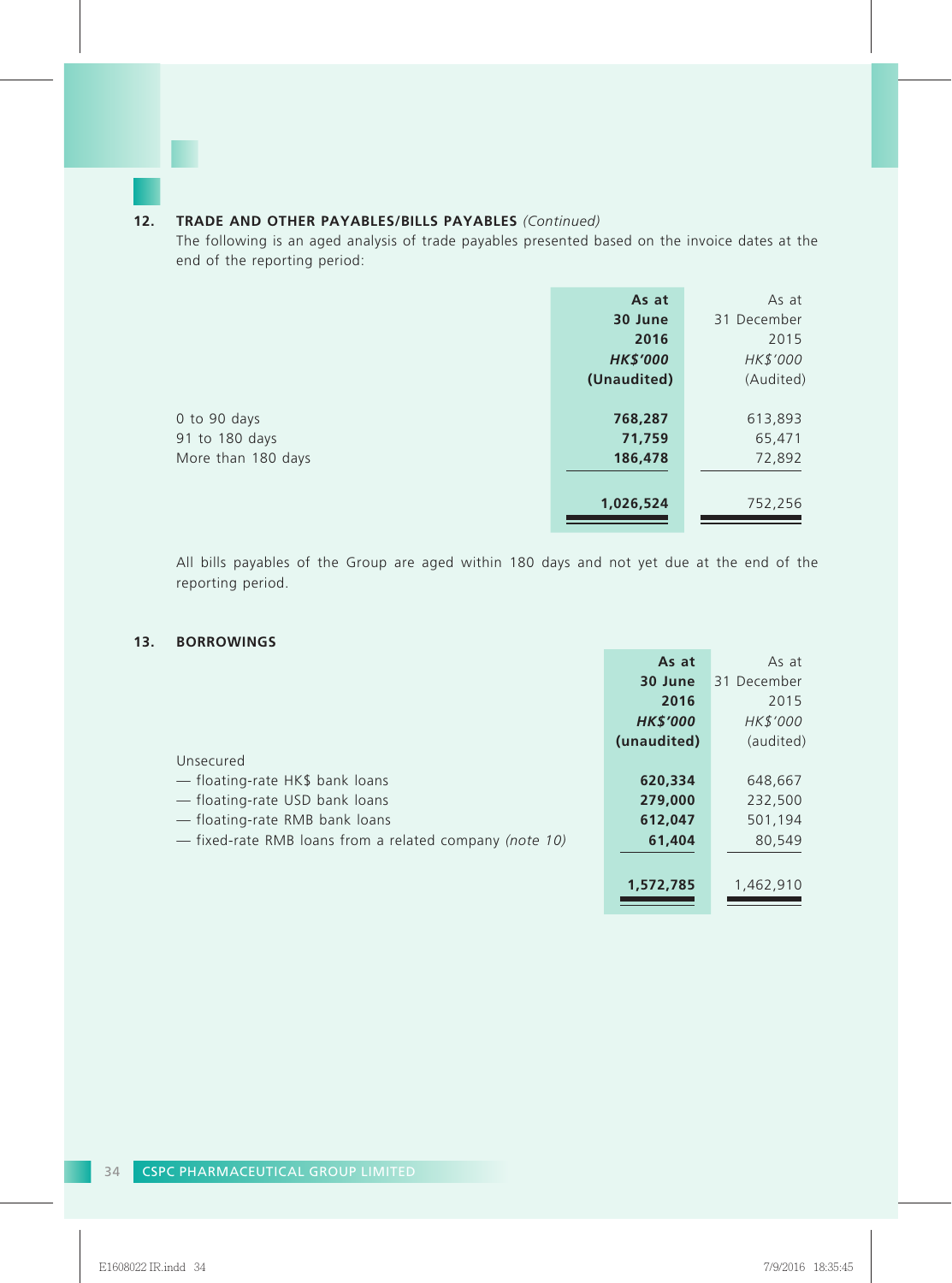## 12. TRADE AND OTHER PAYABLES/BILLS PAYABLES *(Continued)*

The following is an aged analysis of trade payables presented based on the invoice dates at the end of the reporting period:

| | **As at 30 June 2016** ***HK$'000*** **(Unaudited)** | As at 31 December 2015 *HK$'000* (Audited) |
|---|---|---|
| 0 to 90 days | **768,287** | 613,893 |
| 91 to 180 days | **71,759** | 65,471 |
| More than 180 days | **186,478** | 72,892 |
| | **1,026,524** | 752,256 |

All bills payables of the Group are aged within 180 days and not yet due at the end of the reporting period.

## 13. BORROWINGS

| | **As at 30 June 2016** ***HK$'000*** **(unaudited)** | As at 31 December 2015 *HK$'000* (audited) |
|---|---|---|
| Unsecured | | |
| — floating-rate HK$ bank loans | **620,334** | 648,667 |
| — floating-rate USD bank loans | **279,000** | 232,500 |
| — floating-rate RMB bank loans | **612,047** | 501,194 |
| — fixed-rate RMB loans from a related company *(note 10)* | **61,404** | 80,549 |
| | **1,572,785** | 1,462,910 |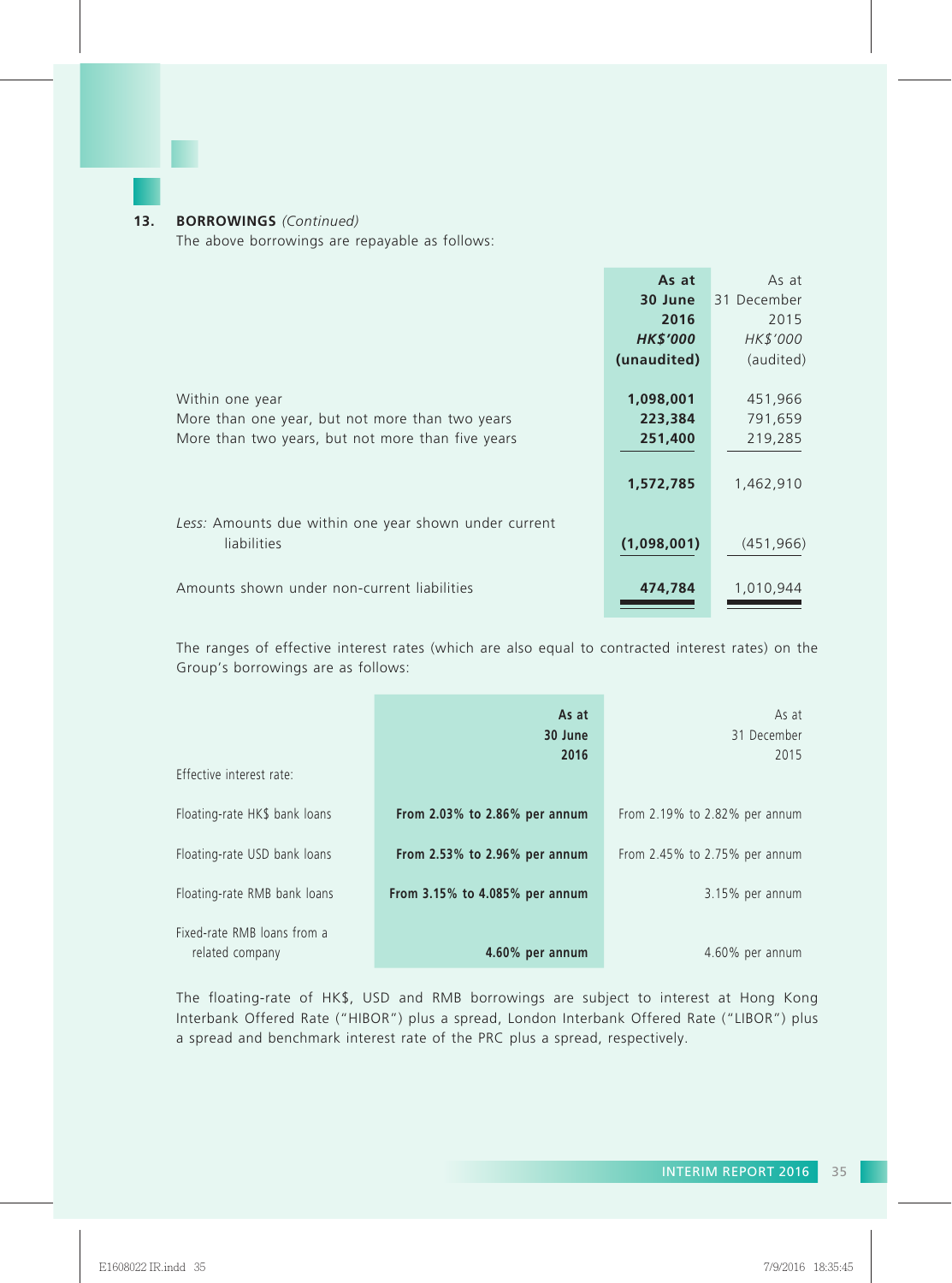## 13. BORROWINGS *(Continued)*

The above borrowings are repayable as follows:

| | **As at 30 June 2016** **HK$'000** **(unaudited)** | As at 31 December 2015 *HK$'000* (audited) |
|---|---|---|
| Within one year | **1,098,001** | 451,966 |
| More than one year, but not more than two years | **223,384** | 791,659 |
| More than two years, but not more than five years | **251,400** | 219,285 |
| | **1,572,785** | 1,462,910 |
| *Less:* Amounts due within one year shown under current liabilities | **(1,098,001)** | (451,966) |
| Amounts shown under non-current liabilities | **474,784** | 1,010,944 |

The ranges of effective interest rates (which are also equal to contracted interest rates) on the Group's borrowings are as follows:

| Effective interest rate: | **As at 30 June 2016** | As at 31 December 2015 |
|---|---|---|
| Floating-rate HK$ bank loans | **From 2.03% to 2.86% per annum** | From 2.19% to 2.82% per annum |
| Floating-rate USD bank loans | **From 2.53% to 2.96% per annum** | From 2.45% to 2.75% per annum |
| Floating-rate RMB bank loans | **From 3.15% to 4.085% per annum** | 3.15% per annum |
| Fixed-rate RMB loans from a related company | **4.60% per annum** | 4.60% per annum |

The floating-rate of HK$, USD and RMB borrowings are subject to interest at Hong Kong Interbank Offered Rate ("HIBOR") plus a spread, London Interbank Offered Rate ("LIBOR") plus a spread and benchmark interest rate of the PRC plus a spread, respectively.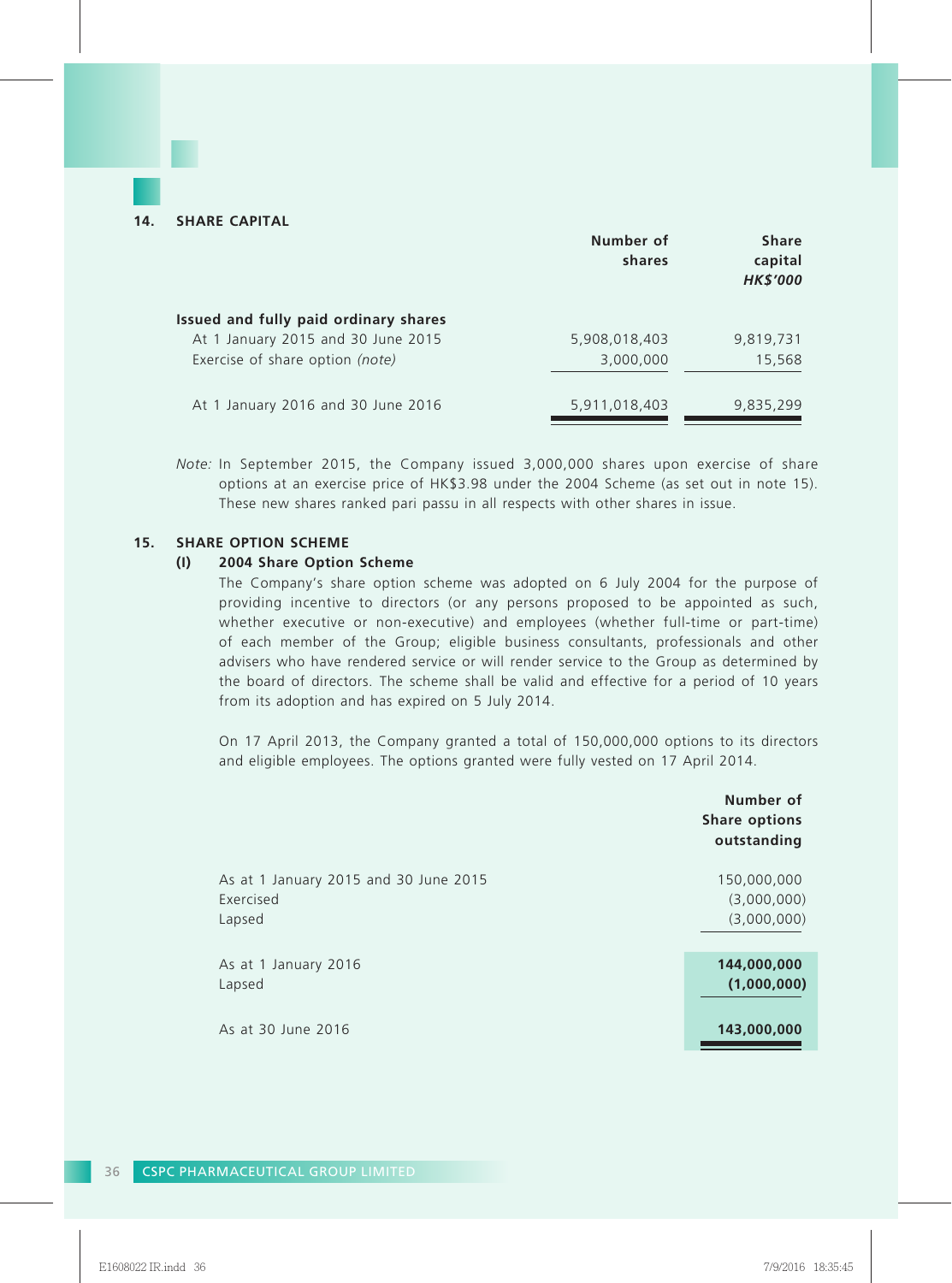## 14. SHARE CAPITAL

| | Number of shares | Share capital *HK$'000* |
|---|---|---|
| **Issued and fully paid ordinary shares** | | |
| At 1 January 2015 and 30 June 2015 | 5,908,018,403 | 9,819,731 |
| Exercise of share option *(note)* | 3,000,000 | 15,568 |
| At 1 January 2016 and 30 June 2016 | 5,911,018,403 | 9,835,299 |

*Note:* In September 2015, the Company issued 3,000,000 shares upon exercise of share options at an exercise price of HK$3.98 under the 2004 Scheme (as set out in note 15). These new shares ranked pari passu in all respects with other shares in issue.

## 15. SHARE OPTION SCHEME

### (I) 2004 Share Option Scheme

The Company's share option scheme was adopted on 6 July 2004 for the purpose of providing incentive to directors (or any persons proposed to be appointed as such, whether executive or non-executive) and employees (whether full-time or part-time) of each member of the Group; eligible business consultants, professionals and other advisers who have rendered service or will render service to the Group as determined by the board of directors. The scheme shall be valid and effective for a period of 10 years from its adoption and has expired on 5 July 2014.

On 17 April 2013, the Company granted a total of 150,000,000 options to its directors and eligible employees. The options granted were fully vested on 17 April 2014.

| | Number of Share options outstanding |
|---|---|
| As at 1 January 2015 and 30 June 2015 | 150,000,000 |
| Exercised | (3,000,000) |
| Lapsed | (3,000,000) |
| As at 1 January 2016 | **144,000,000** |
| Lapsed | **(1,000,000)** |
| As at 30 June 2016 | **143,000,000** |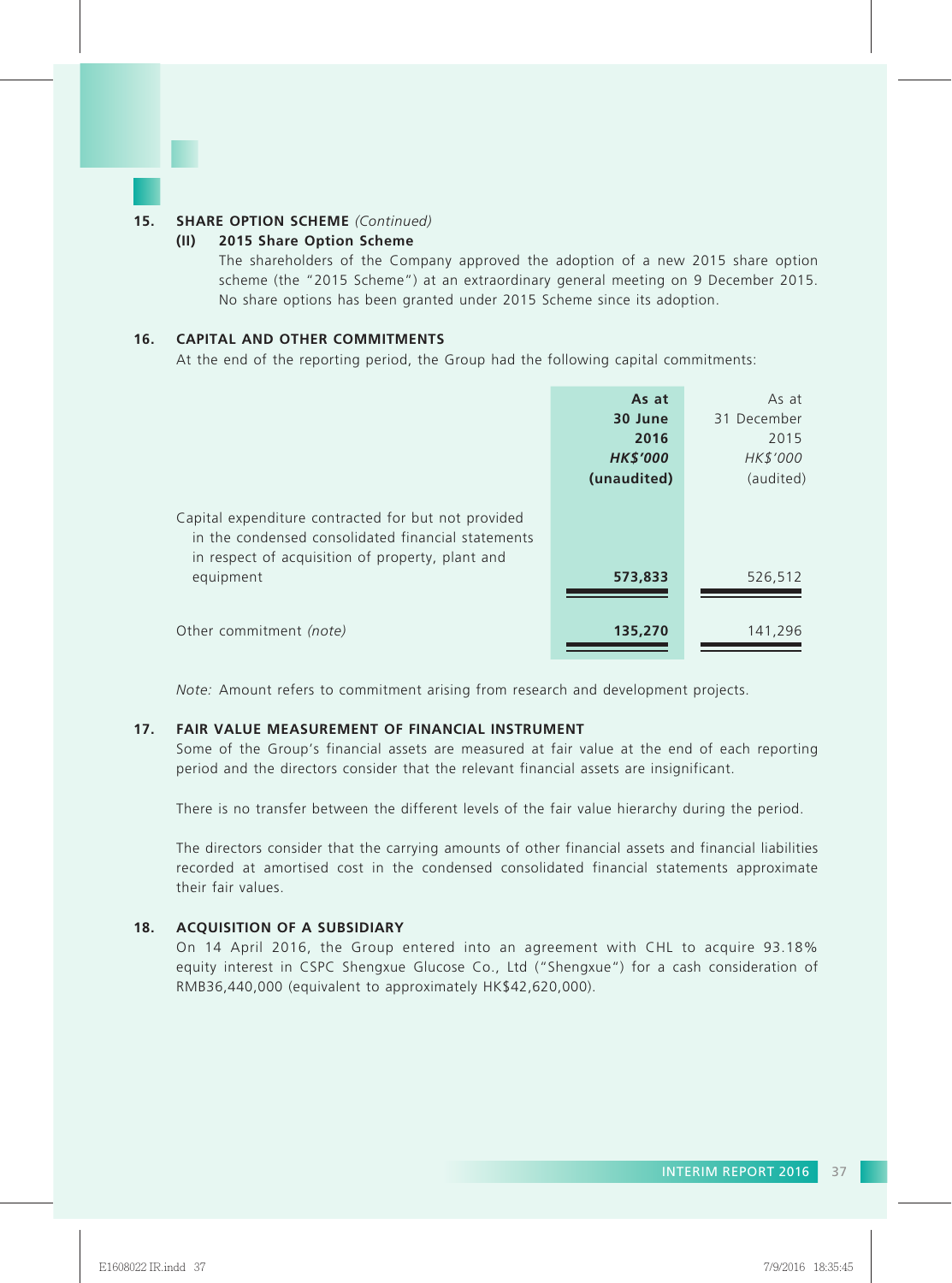## 15. SHARE OPTION SCHEME *(Continued)*

### (II) 2015 Share Option Scheme

The shareholders of the Company approved the adoption of a new 2015 share option scheme (the "2015 Scheme") at an extraordinary general meeting on 9 December 2015. No share options has been granted under 2015 Scheme since its adoption.

## 16. CAPITAL AND OTHER COMMITMENTS

At the end of the reporting period, the Group had the following capital commitments:

| | **As at 30 June 2016** | As at 31 December 2015 |
|---|---|---|
| | ***HK$'000*** | *HK$'000* |
| | **(unaudited)** | (audited) |
| Capital expenditure contracted for but not provided in the condensed consolidated financial statements in respect of acquisition of property, plant and equipment | **573,833** | 526,512 |
| Other commitment *(note)* | **135,270** | 141,296 |

*Note:* Amount refers to commitment arising from research and development projects.

## 17. FAIR VALUE MEASUREMENT OF FINANCIAL INSTRUMENT

Some of the Group's financial assets are measured at fair value at the end of each reporting period and the directors consider that the relevant financial assets are insignificant.

There is no transfer between the different levels of the fair value hierarchy during the period.

The directors consider that the carrying amounts of other financial assets and financial liabilities recorded at amortised cost in the condensed consolidated financial statements approximate their fair values.

## 18. ACQUISITION OF A SUBSIDIARY

On 14 April 2016, the Group entered into an agreement with CHL to acquire 93.18% equity interest in CSPC Shengxue Glucose Co., Ltd ("Shengxue") for a cash consideration of RMB36,440,000 (equivalent to approximately HK$42,620,000).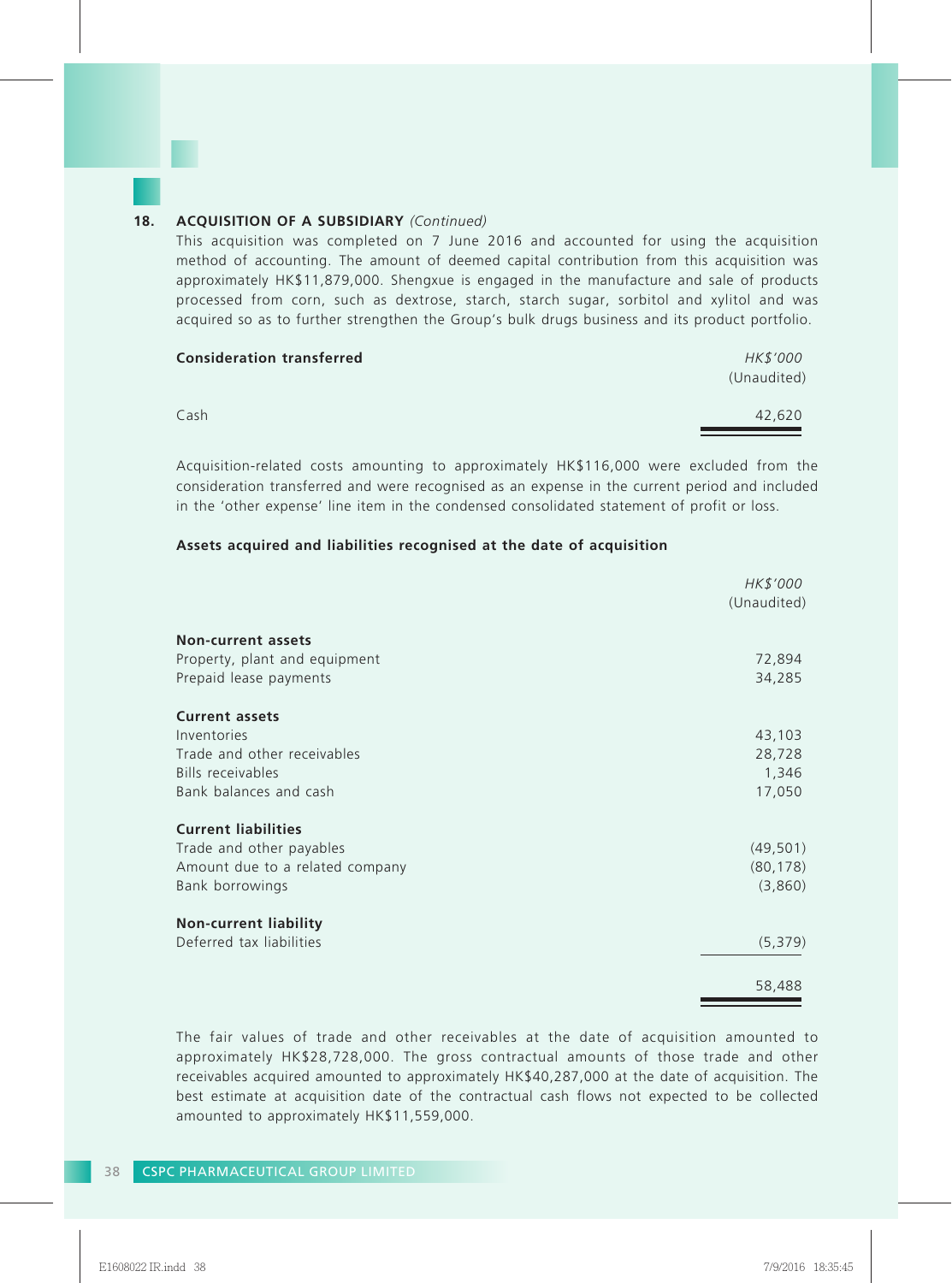## 18. ACQUISITION OF A SUBSIDIARY *(Continued)*

This acquisition was completed on 7 June 2016 and accounted for using the acquisition method of accounting. The amount of deemed capital contribution from this acquisition was approximately HK$11,879,000. Shengxue is engaged in the manufacture and sale of products processed from corn, such as dextrose, starch, starch sugar, sorbitol and xylitol and was acquired so as to further strengthen the Group's bulk drugs business and its product portfolio.

| **Consideration transferred** | *HK$'000* (Unaudited) |
|---|---|
| Cash | 42,620 |

Acquisition-related costs amounting to approximately HK$116,000 were excluded from the consideration transferred and were recognised as an expense in the current period and included in the 'other expense' line item in the condensed consolidated statement of profit or loss.

**Assets acquired and liabilities recognised at the date of acquisition**

| | *HK$'000* (Unaudited) |
|---|---|
| **Non-current assets** | |
| Property, plant and equipment | 72,894 |
| Prepaid lease payments | 34,285 |
| **Current assets** | |
| Inventories | 43,103 |
| Trade and other receivables | 28,728 |
| Bills receivables | 1,346 |
| Bank balances and cash | 17,050 |
| **Current liabilities** | |
| Trade and other payables | (49,501) |
| Amount due to a related company | (80,178) |
| Bank borrowings | (3,860) |
| **Non-current liability** | |
| Deferred tax liabilities | (5,379) |
| | 58,488 |

The fair values of trade and other receivables at the date of acquisition amounted to approximately HK$28,728,000. The gross contractual amounts of those trade and other receivables acquired amounted to approximately HK$40,287,000 at the date of acquisition. The best estimate at acquisition date of the contractual cash flows not expected to be collected amounted to approximately HK$11,559,000.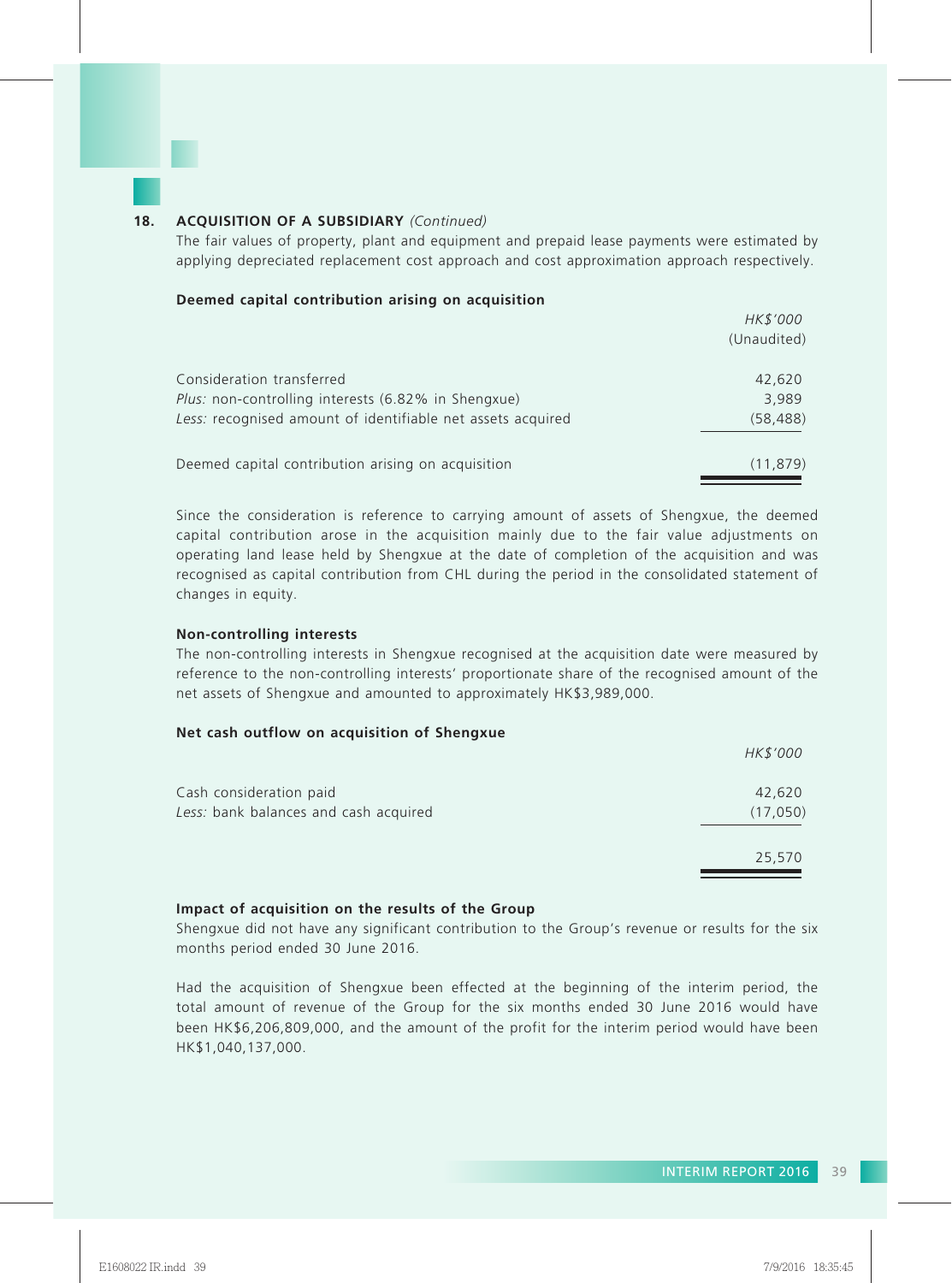## 18. ACQUISITION OF A SUBSIDIARY *(Continued)*

The fair values of property, plant and equipment and prepaid lease payments were estimated by applying depreciated replacement cost approach and cost approximation approach respectively.

**Deemed capital contribution arising on acquisition**

| | *HK$'000* (Unaudited) |
|---|---|
| Consideration transferred | 42,620 |
| *Plus:* non-controlling interests (6.82% in Shengxue) | 3,989 |
| *Less:* recognised amount of identifiable net assets acquired | (58,488) |
| Deemed capital contribution arising on acquisition | (11,879) |

Since the consideration is reference to carrying amount of assets of Shengxue, the deemed capital contribution arose in the acquisition mainly due to the fair value adjustments on operating land lease held by Shengxue at the date of completion of the acquisition and was recognised as capital contribution from CHL during the period in the consolidated statement of changes in equity.

**Non-controlling interests**

The non-controlling interests in Shengxue recognised at the acquisition date were measured by reference to the non-controlling interests' proportionate share of the recognised amount of the net assets of Shengxue and amounted to approximately HK$3,989,000.

**Net cash outflow on acquisition of Shengxue**

| | *HK$'000* |
|---|---|
| Cash consideration paid | 42,620 |
| *Less:* bank balances and cash acquired | (17,050) |
| | 25,570 |

**Impact of acquisition on the results of the Group**

Shengxue did not have any significant contribution to the Group's revenue or results for the six months period ended 30 June 2016.

Had the acquisition of Shengxue been effected at the beginning of the interim period, the total amount of revenue of the Group for the six months ended 30 June 2016 would have been HK$6,206,809,000, and the amount of the profit for the interim period would have been HK$1,040,137,000.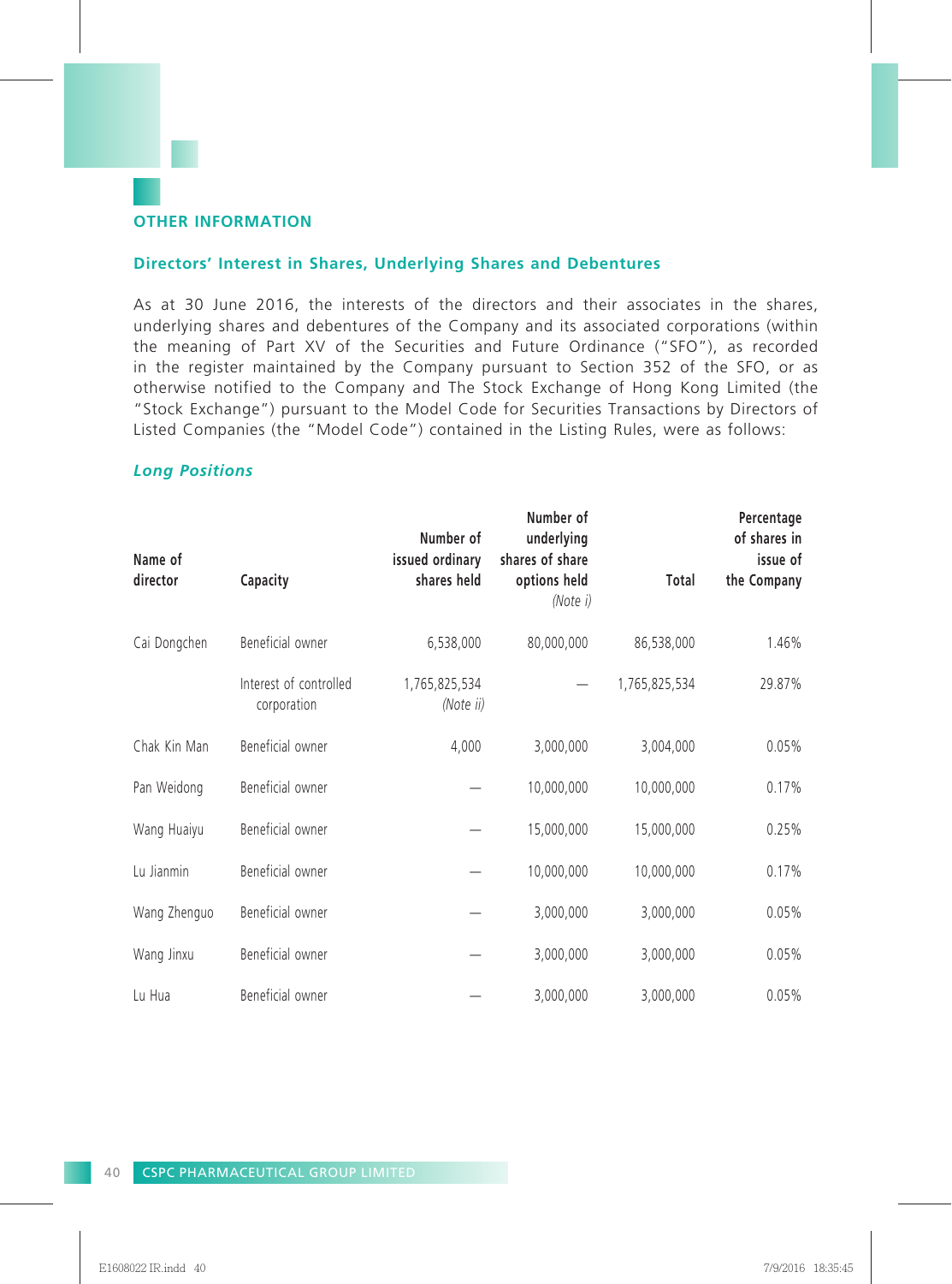## OTHER INFORMATION

### Directors' Interest in Shares, Underlying Shares and Debentures

As at 30 June 2016, the interests of the directors and their associates in the shares, underlying shares and debentures of the Company and its associated corporations (within the meaning of Part XV of the Securities and Future Ordinance ("SFO"), as recorded in the register maintained by the Company pursuant to Section 352 of the SFO, or as otherwise notified to the Company and The Stock Exchange of Hong Kong Limited (the "Stock Exchange") pursuant to the Model Code for Securities Transactions by Directors of Listed Companies (the "Model Code") contained in the Listing Rules, were as follows:

***Long Positions***

| Name of director | Capacity | Number of issued ordinary shares held | Number of underlying shares of share options held *(Note i)* | Total | Percentage of shares in issue of the Company |
|---|---|---|---|---|---|
| Cai Dongchen | Beneficial owner | 6,538,000 | 80,000,000 | 86,538,000 | 1.46% |
| | Interest of controlled corporation | 1,765,825,534 *(Note ii)* | — | 1,765,825,534 | 29.87% |
| Chak Kin Man | Beneficial owner | 4,000 | 3,000,000 | 3,004,000 | 0.05% |
| Pan Weidong | Beneficial owner | — | 10,000,000 | 10,000,000 | 0.17% |
| Wang Huaiyu | Beneficial owner | — | 15,000,000 | 15,000,000 | 0.25% |
| Lu Jianmin | Beneficial owner | — | 10,000,000 | 10,000,000 | 0.17% |
| Wang Zhenguo | Beneficial owner | — | 3,000,000 | 3,000,000 | 0.05% |
| Wang Jinxu | Beneficial owner | — | 3,000,000 | 3,000,000 | 0.05% |
| Lu Hua | Beneficial owner | — | 3,000,000 | 3,000,000 | 0.05% |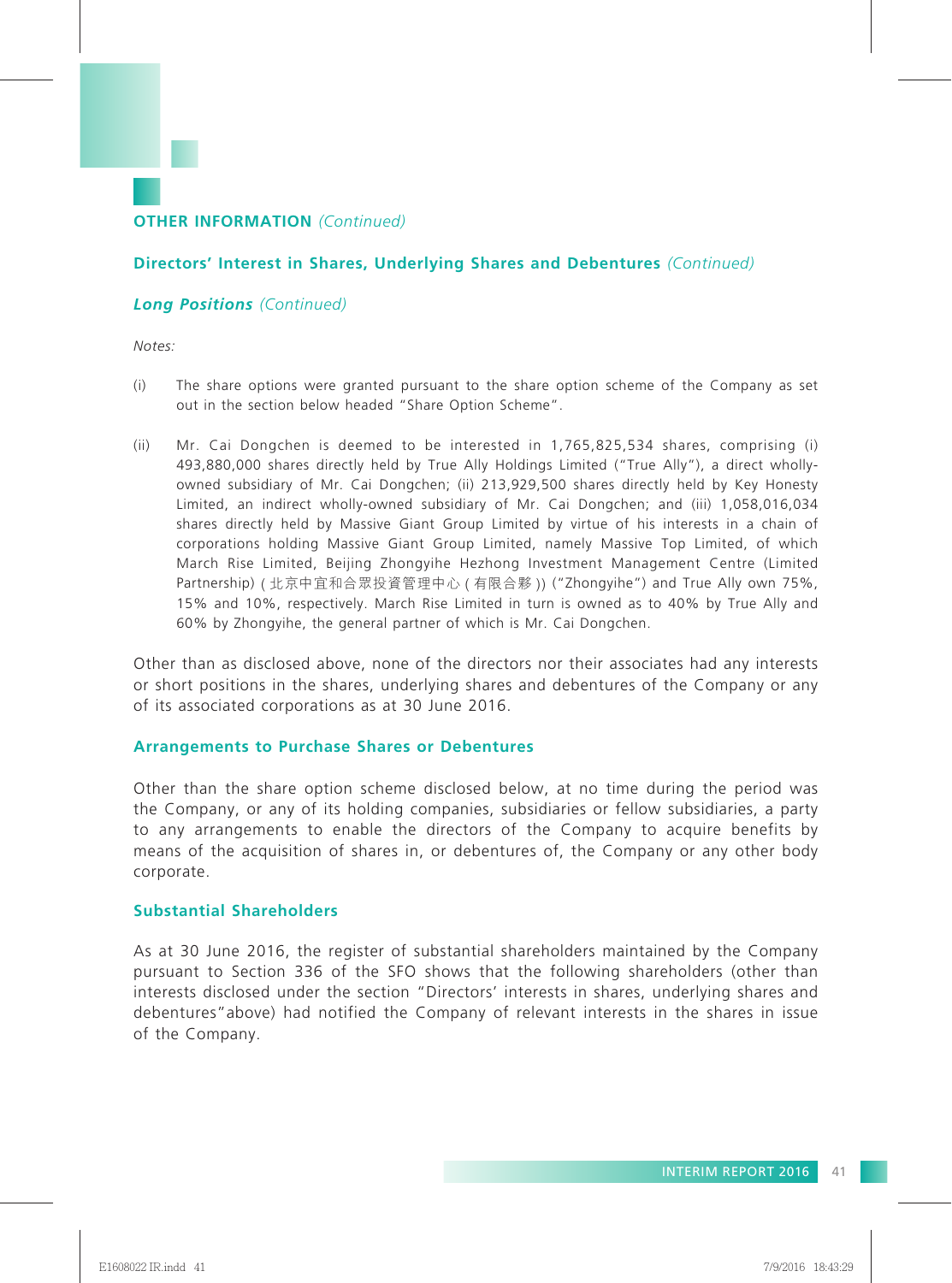## OTHER INFORMATION *(Continued)*

### Directors' Interest in Shares, Underlying Shares and Debentures *(Continued)*

#### *Long Positions (Continued)*

*Notes:*

(i) The share options were granted pursuant to the share option scheme of the Company as set out in the section below headed "Share Option Scheme".

(ii) Mr. Cai Dongchen is deemed to be interested in 1,765,825,534 shares, comprising (i) 493,880,000 shares directly held by True Ally Holdings Limited ("True Ally"), a direct wholly-owned subsidiary of Mr. Cai Dongchen; (ii) 213,929,500 shares directly held by Key Honesty Limited, an indirect wholly-owned subsidiary of Mr. Cai Dongchen; and (iii) 1,058,016,034 shares directly held by Massive Giant Group Limited by virtue of his interests in a chain of corporations holding Massive Giant Group Limited, namely Massive Top Limited, of which March Rise Limited, Beijing Zhongyihe Hezhong Investment Management Centre (Limited Partnership) (北京中宜和合眾投資管理中心(有限合夥)) ("Zhongyihe") and True Ally own 75%, 15% and 10%, respectively. March Rise Limited in turn is owned as to 40% by True Ally and 60% by Zhongyihe, the general partner of which is Mr. Cai Dongchen.

Other than as disclosed above, none of the directors nor their associates had any interests or short positions in the shares, underlying shares and debentures of the Company or any of its associated corporations as at 30 June 2016.

### Arrangements to Purchase Shares or Debentures

Other than the share option scheme disclosed below, at no time during the period was the Company, or any of its holding companies, subsidiaries or fellow subsidiaries, a party to any arrangements to enable the directors of the Company to acquire benefits by means of the acquisition of shares in, or debentures of, the Company or any other body corporate.

### Substantial Shareholders

As at 30 June 2016, the register of substantial shareholders maintained by the Company pursuant to Section 336 of the SFO shows that the following shareholders (other than interests disclosed under the section "Directors' interests in shares, underlying shares and debentures" above) had notified the Company of relevant interests in the shares in issue of the Company.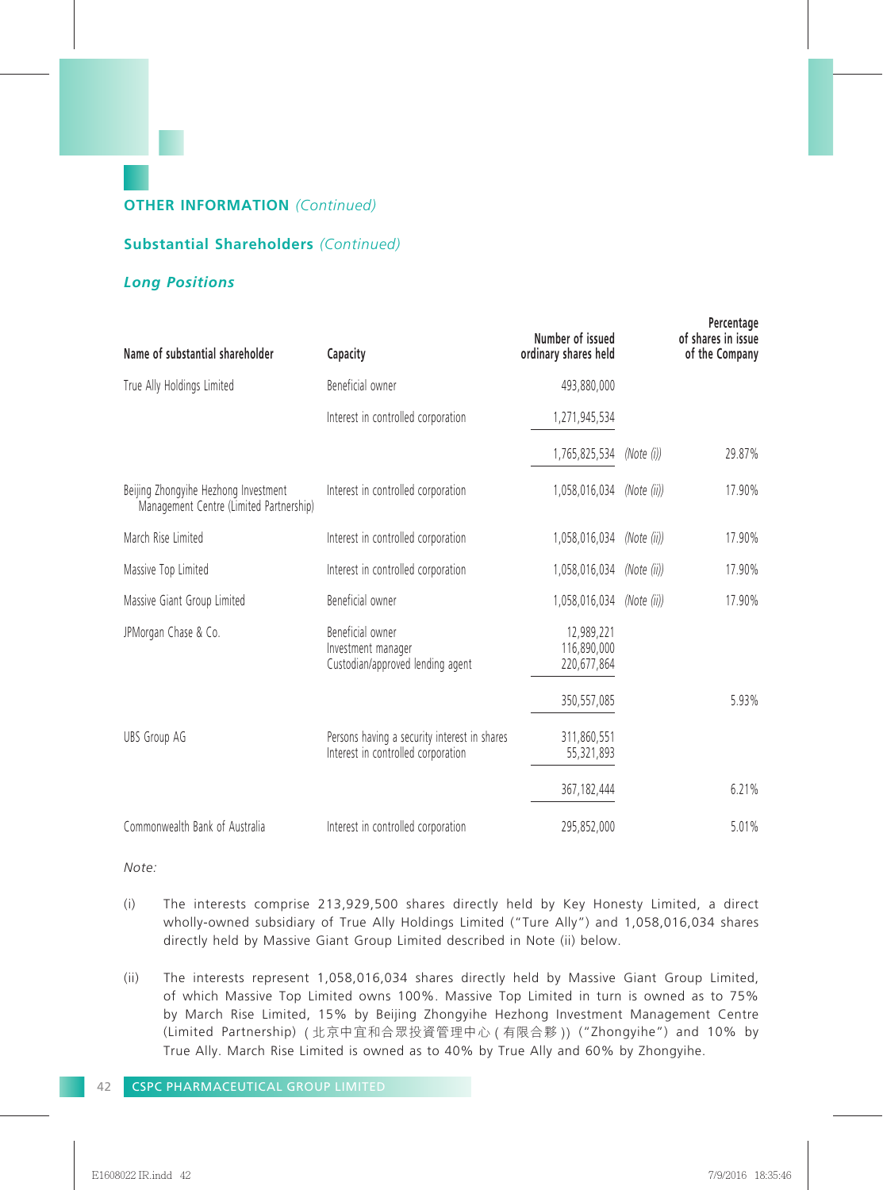## OTHER INFORMATION *(Continued)*

### Substantial Shareholders *(Continued)*

#### *Long Positions*

| Name of substantial shareholder | Capacity | Number of issued ordinary shares held | | Percentage of shares in issue of the Company |
|---|---|---|---|---|
| True Ally Holdings Limited | Beneficial owner | 493,880,000 | | |
| | Interest in controlled corporation | 1,271,945,534 | | |
| | | 1,765,825,534 | *(Note (i))* | 29.87% |
| Beijing Zhongyihe Hezhong Investment Management Centre (Limited Partnership) | Interest in controlled corporation | 1,058,016,034 | *(Note (ii))* | 17.90% |
| March Rise Limited | Interest in controlled corporation | 1,058,016,034 | *(Note (ii))* | 17.90% |
| Massive Top Limited | Interest in controlled corporation | 1,058,016,034 | *(Note (ii))* | 17.90% |
| Massive Giant Group Limited | Beneficial owner | 1,058,016,034 | *(Note (ii))* | 17.90% |
| JPMorgan Chase & Co. | Beneficial owner<br>Investment manager<br>Custodian/approved lending agent | 12,989,221<br>116,890,000<br>220,677,864 | | |
| | | 350,557,085 | | 5.93% |
| UBS Group AG | Persons having a security interest in shares<br>Interest in controlled corporation | 311,860,551<br>55,321,893 | | |
| | | 367,182,444 | | 6.21% |
| Commonwealth Bank of Australia | Interest in controlled corporation | 295,852,000 | | 5.01% |

*Note:*

(i) The interests comprise 213,929,500 shares directly held by Key Honesty Limited, a direct wholly-owned subsidiary of True Ally Holdings Limited ("Ture Ally") and 1,058,016,034 shares directly held by Massive Giant Group Limited described in Note (ii) below.

(ii) The interests represent 1,058,016,034 shares directly held by Massive Giant Group Limited, of which Massive Top Limited owns 100%. Massive Top Limited in turn is owned as to 75% by March Rise Limited, 15% by Beijing Zhongyihe Hezhong Investment Management Centre (Limited Partnership) (北京中宜和合眾投資管理中心(有限合夥)) ("Zhongyihe") and 10% by True Ally. March Rise Limited is owned as to 40% by True Ally and 60% by Zhongyihe.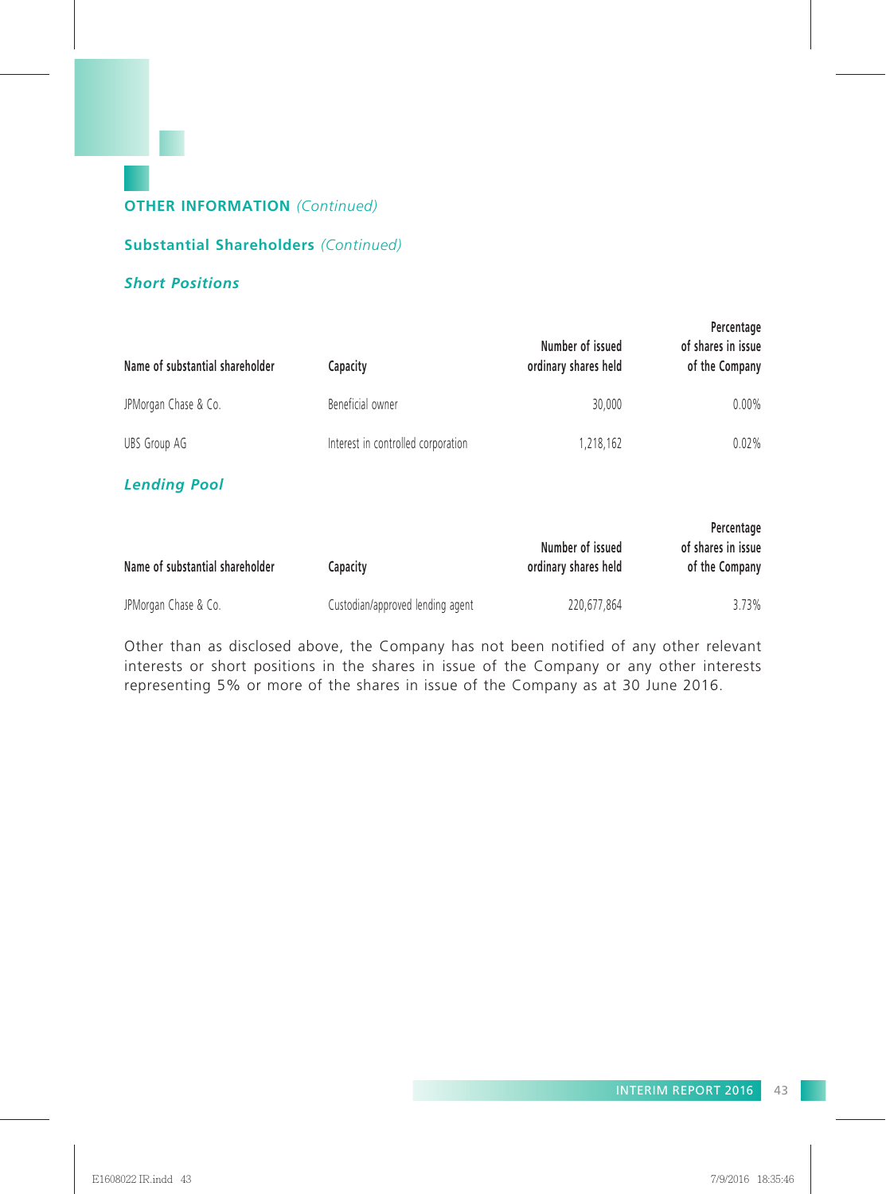## OTHER INFORMATION *(Continued)*

### Substantial Shareholders *(Continued)*

#### *Short Positions*

| Name of substantial shareholder | Capacity | Number of issued ordinary shares held | Percentage of shares in issue of the Company |
|---|---|---|---|
| JPMorgan Chase & Co. | Beneficial owner | 30,000 | 0.00% |
| UBS Group AG | Interest in controlled corporation | 1,218,162 | 0.02% |

#### *Lending Pool*

| Name of substantial shareholder | Capacity | Number of issued ordinary shares held | Percentage of shares in issue of the Company |
|---|---|---|---|
| JPMorgan Chase & Co. | Custodian/approved lending agent | 220,677,864 | 3.73% |

Other than as disclosed above, the Company has not been notified of any other relevant interests or short positions in the shares in issue of the Company or any other interests representing 5% or more of the shares in issue of the Company as at 30 June 2016.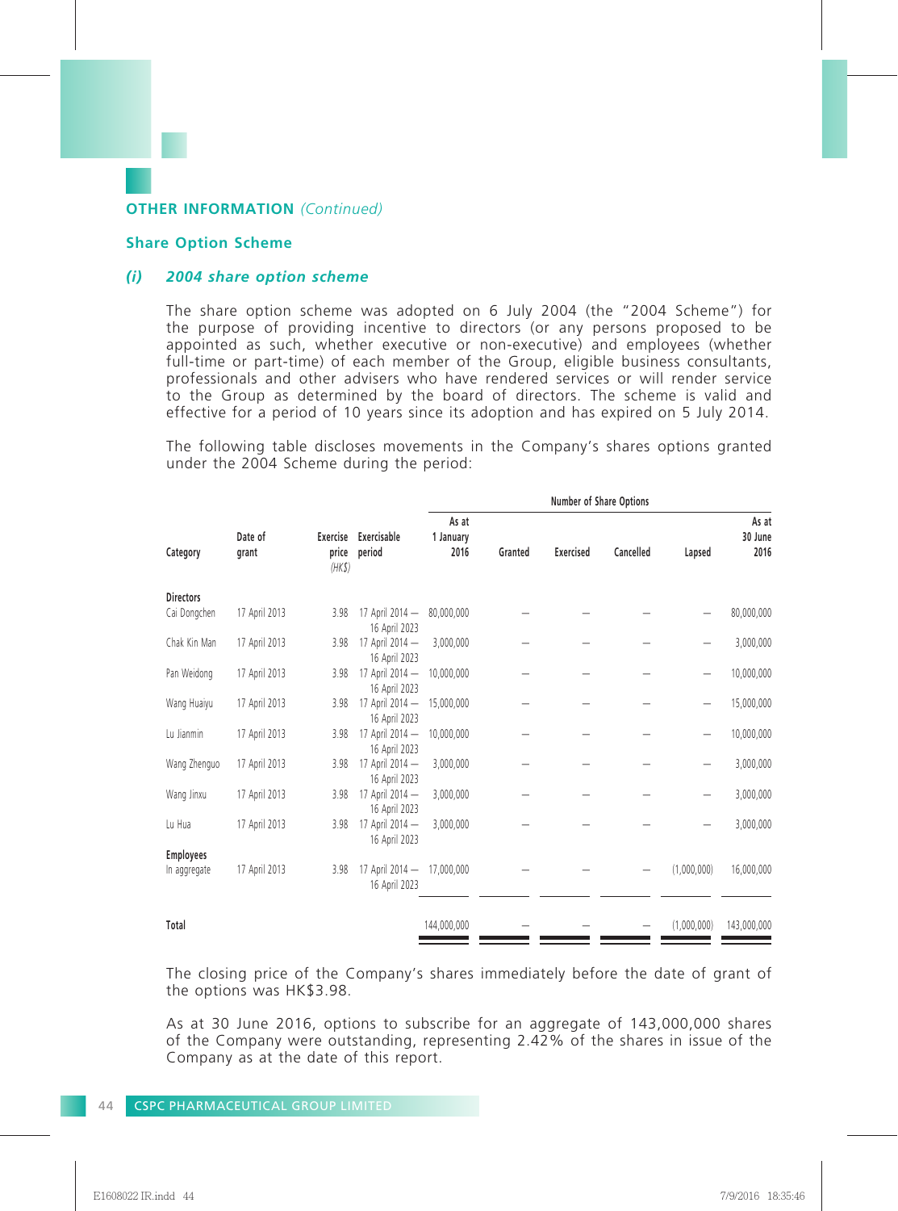## OTHER INFORMATION *(Continued)*

### Share Option Scheme

#### *(i) 2004 share option scheme*

The share option scheme was adopted on 6 July 2004 (the "2004 Scheme") for the purpose of providing incentive to directors (or any persons proposed to be appointed as such, whether executive or non-executive) and employees (whether full-time or part-time) of each member of the Group, eligible business consultants, professionals and other advisers who have rendered services or will render service to the Group as determined by the board of directors. The scheme is valid and effective for a period of 10 years since its adoption and has expired on 5 July 2014.

The following table discloses movements in the Company's shares options granted under the 2004 Scheme during the period:

| Category | Date of grant | Exercise price (HK$) | Exercisable period | Number of Share Options | | | | | |
|---|---|---|---|---|---|---|---|---|---|
| | | | | As at 1 January 2016 | Granted | Exercised | Cancelled | Lapsed | As at 30 June 2016 |
| **Directors** | | | | | | | | | |
| Cai Dongchen | 17 April 2013 | 3.98 | 17 April 2014 — 16 April 2023 | 80,000,000 | – | – | – | – | 80,000,000 |
| Chak Kin Man | 17 April 2013 | 3.98 | 17 April 2014 — 16 April 2023 | 3,000,000 | – | – | – | – | 3,000,000 |
| Pan Weidong | 17 April 2013 | 3.98 | 17 April 2014 — 16 April 2023 | 10,000,000 | – | – | – | – | 10,000,000 |
| Wang Huaiyu | 17 April 2013 | 3.98 | 17 April 2014 — 16 April 2023 | 15,000,000 | – | – | – | – | 15,000,000 |
| Lu Jianmin | 17 April 2013 | 3.98 | 17 April 2014 — 16 April 2023 | 10,000,000 | – | – | – | – | 10,000,000 |
| Wang Zhenguo | 17 April 2013 | 3.98 | 17 April 2014 — 16 April 2023 | 3,000,000 | – | – | – | – | 3,000,000 |
| Wang Jinxu | 17 April 2013 | 3.98 | 17 April 2014 — 16 April 2023 | 3,000,000 | – | – | – | – | 3,000,000 |
| Lu Hua | 17 April 2013 | 3.98 | 17 April 2014 — 16 April 2023 | 3,000,000 | – | – | – | – | 3,000,000 |
| **Employees** | | | | | | | | | |
| In aggregate | 17 April 2013 | 3.98 | 17 April 2014 — 16 April 2023 | 17,000,000 | – | – | – | (1,000,000) | 16,000,000 |
| **Total** | | | | 144,000,000 | – | – | – | (1,000,000) | 143,000,000 |

The closing price of the Company's shares immediately before the date of grant of the options was HK$3.98.

As at 30 June 2016, options to subscribe for an aggregate of 143,000,000 shares of the Company were outstanding, representing 2.42% of the shares in issue of the Company as at the date of this report.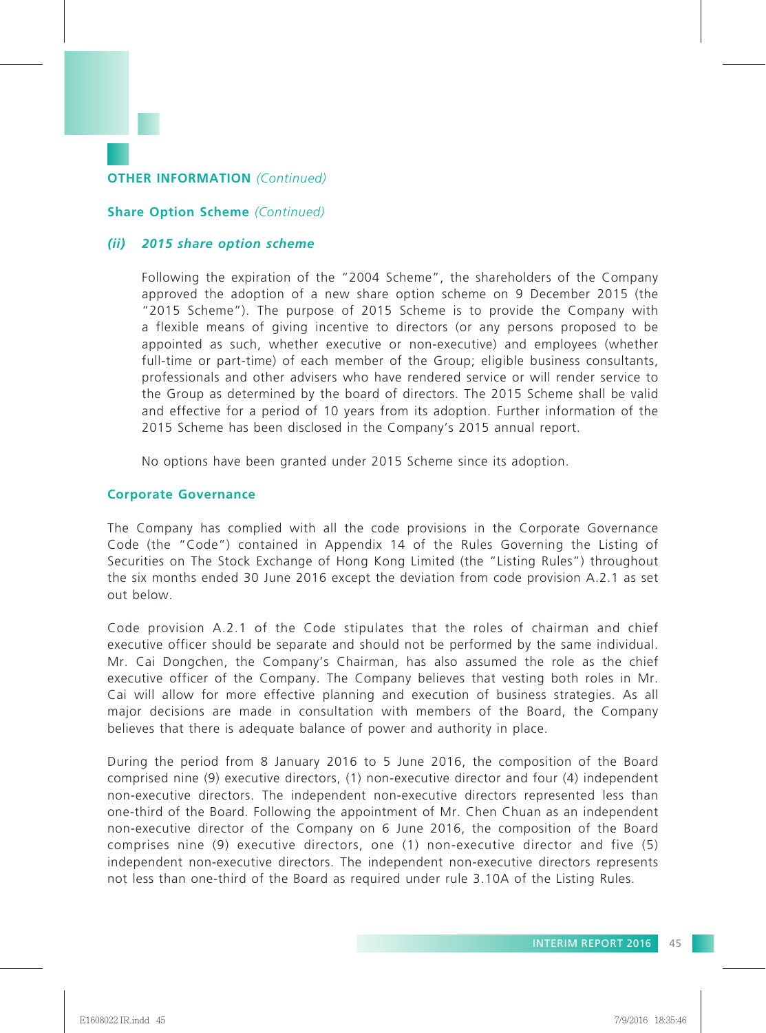## OTHER INFORMATION *(Continued)*

### Share Option Scheme *(Continued)*

#### *(ii) 2015 share option scheme*

Following the expiration of the "2004 Scheme", the shareholders of the Company approved the adoption of a new share option scheme on 9 December 2015 (the "2015 Scheme"). The purpose of 2015 Scheme is to provide the Company with a flexible means of giving incentive to directors (or any persons proposed to be appointed as such, whether executive or non-executive) and employees (whether full-time or part-time) of each member of the Group; eligible business consultants, professionals and other advisers who have rendered service or will render service to the Group as determined by the board of directors. The 2015 Scheme shall be valid and effective for a period of 10 years from its adoption. Further information of the 2015 Scheme has been disclosed in the Company's 2015 annual report.

No options have been granted under 2015 Scheme since its adoption.

### Corporate Governance

The Company has complied with all the code provisions in the Corporate Governance Code (the "Code") contained in Appendix 14 of the Rules Governing the Listing of Securities on The Stock Exchange of Hong Kong Limited (the "Listing Rules") throughout the six months ended 30 June 2016 except the deviation from code provision A.2.1 as set out below.

Code provision A.2.1 of the Code stipulates that the roles of chairman and chief executive officer should be separate and should not be performed by the same individual. Mr. Cai Dongchen, the Company's Chairman, has also assumed the role as the chief executive officer of the Company. The Company believes that vesting both roles in Mr. Cai will allow for more effective planning and execution of business strategies. As all major decisions are made in consultation with members of the Board, the Company believes that there is adequate balance of power and authority in place.

During the period from 8 January 2016 to 5 June 2016, the composition of the Board comprised nine (9) executive directors, (1) non-executive director and four (4) independent non-executive directors. The independent non-executive directors represented less than one-third of the Board. Following the appointment of Mr. Chen Chuan as an independent non-executive director of the Company on 6 June 2016, the composition of the Board comprises nine (9) executive directors, one (1) non-executive director and five (5) independent non-executive directors. The independent non-executive directors represents not less than one-third of the Board as required under rule 3.10A of the Listing Rules.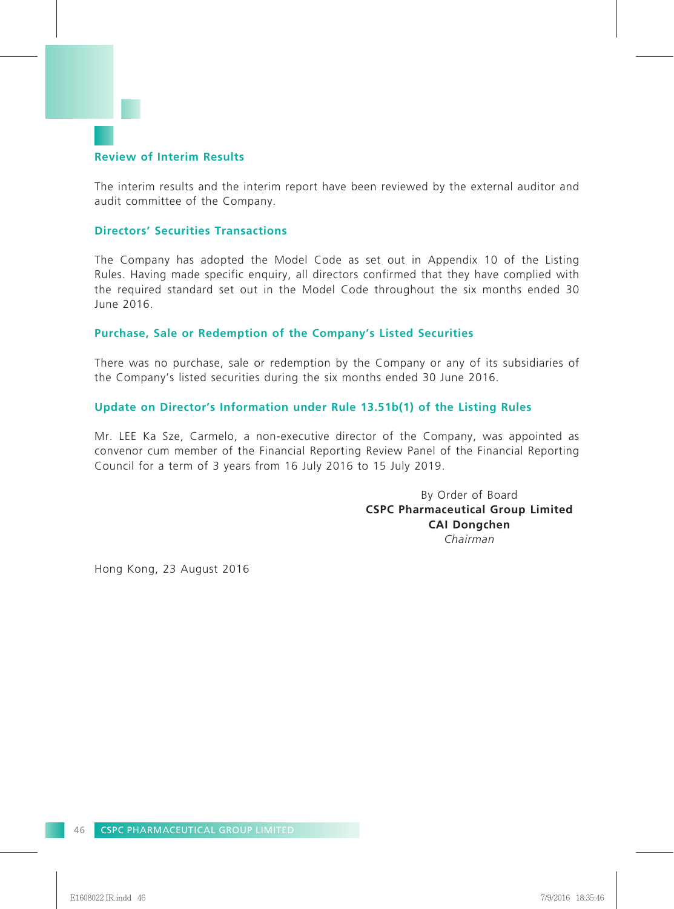### Review of Interim Results

The interim results and the interim report have been reviewed by the external auditor and audit committee of the Company.

### Directors' Securities Transactions

The Company has adopted the Model Code as set out in Appendix 10 of the Listing Rules. Having made specific enquiry, all directors confirmed that they have complied with the required standard set out in the Model Code throughout the six months ended 30 June 2016.

### Purchase, Sale or Redemption of the Company's Listed Securities

There was no purchase, sale or redemption by the Company or any of its subsidiaries of the Company's listed securities during the six months ended 30 June 2016.

### Update on Director's Information under Rule 13.51b(1) of the Listing Rules

Mr. LEE Ka Sze, Carmelo, a non-executive director of the Company, was appointed as convenor cum member of the Financial Reporting Review Panel of the Financial Reporting Council for a term of 3 years from 16 July 2016 to 15 July 2019.

By Order of Board
**CSPC Pharmaceutical Group Limited**
**CAI Dongchen**
*Chairman*

Hong Kong, 23 August 2016